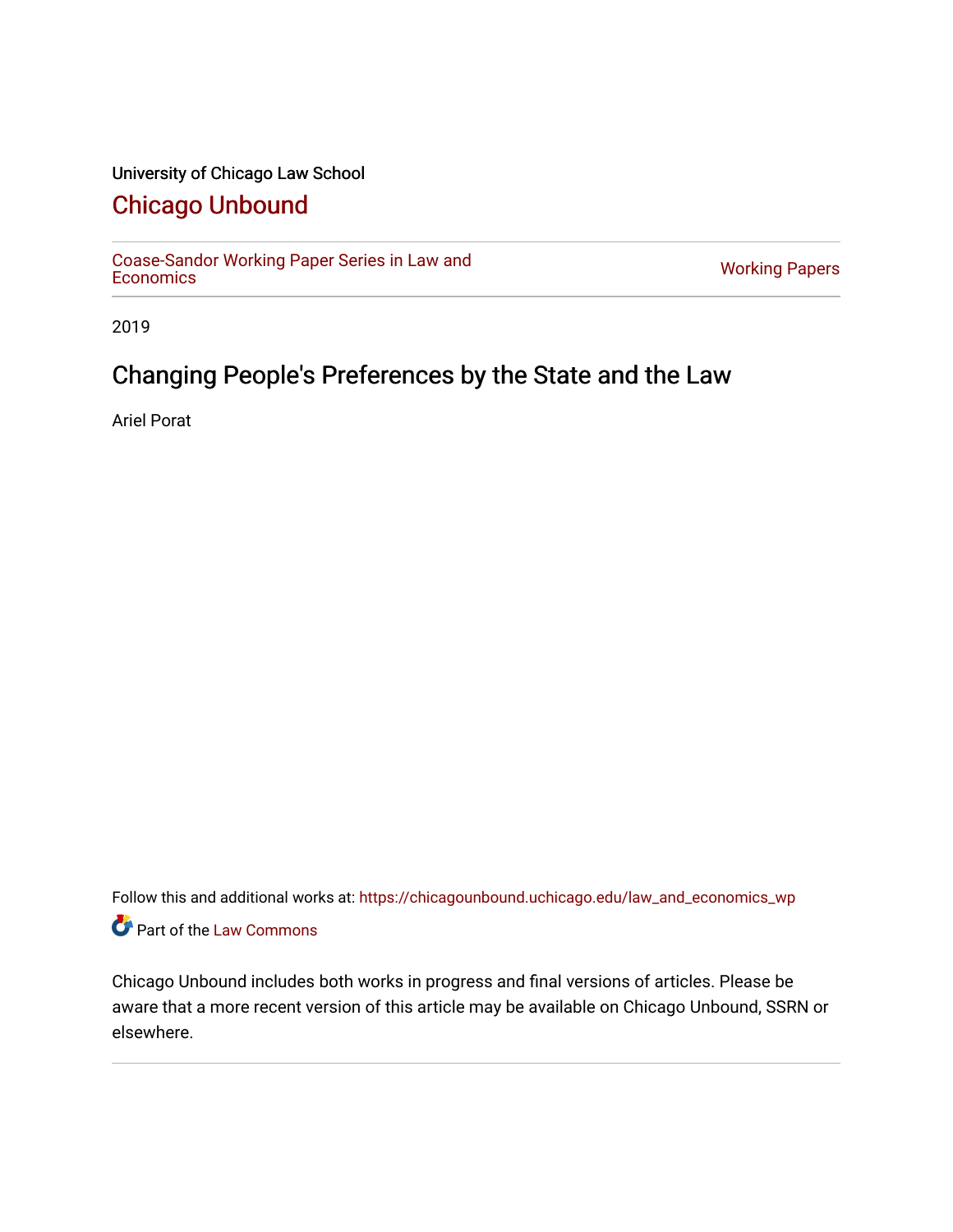University of Chicago Law School

# Chicago Unbound

Coase-Sandor Working Paper Series in Law and Economics | Working Papers

2019

## Changing People's Preferences by the State and the Law

Ariel Porat

Follow this and additional works at: https://chicagounbound.uchicago.edu/law_and_economics_wp

Part of the Law Commons

Chicago Unbound includes both works in progress and final versions of articles. Please be aware that a more recent version of this article may be available on Chicago Unbound, SSRN or elsewhere.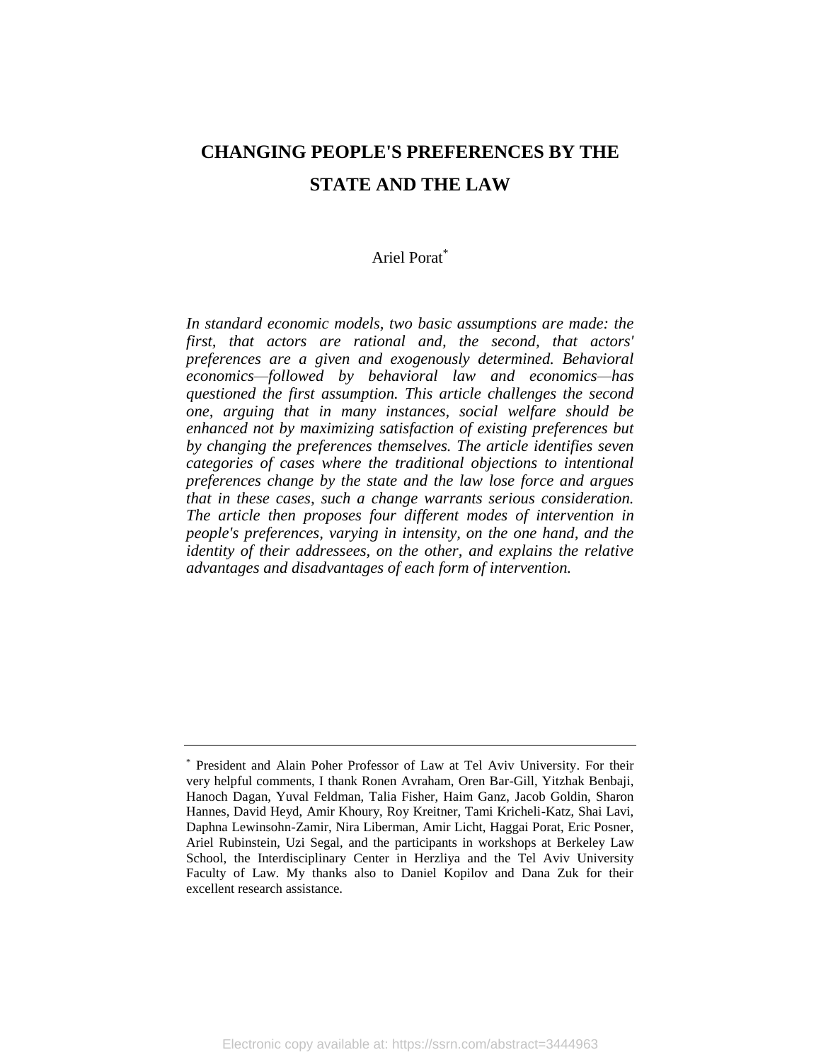# CHANGING PEOPLE'S PREFERENCES BY THE STATE AND THE LAW

Ariel Porat*

*In standard economic models, two basic assumptions are made: the first, that actors are rational and, the second, that actors' preferences are a given and exogenously determined. Behavioral economics—followed by behavioral law and economics—has questioned the first assumption. This article challenges the second one, arguing that in many instances, social welfare should be enhanced not by maximizing satisfaction of existing preferences but by changing the preferences themselves. The article identifies seven categories of cases where the traditional objections to intentional preferences change by the state and the law lose force and argues that in these cases, such a change warrants serious consideration. The article then proposes four different modes of intervention in people's preferences, varying in intensity, on the one hand, and the identity of their addressees, on the other, and explains the relative advantages and disadvantages of each form of intervention.*

---

* President and Alain Poher Professor of Law at Tel Aviv University. For their very helpful comments, I thank Ronen Avraham, Oren Bar-Gill, Yitzhak Benbaji, Hanoch Dagan, Yuval Feldman, Talia Fisher, Haim Ganz, Jacob Goldin, Sharon Hannes, David Heyd, Amir Khoury, Roy Kreitner, Tami Kricheli-Katz, Shai Lavi, Daphna Lewinsohn-Zamir, Nira Liberman, Amir Licht, Haggai Porat, Eric Posner, Ariel Rubinstein, Uzi Segal, and the participants in workshops at Berkeley Law School, the Interdisciplinary Center in Herzliya and the Tel Aviv University Faculty of Law. My thanks also to Daniel Kopilov and Dana Zuk for their excellent research assistance.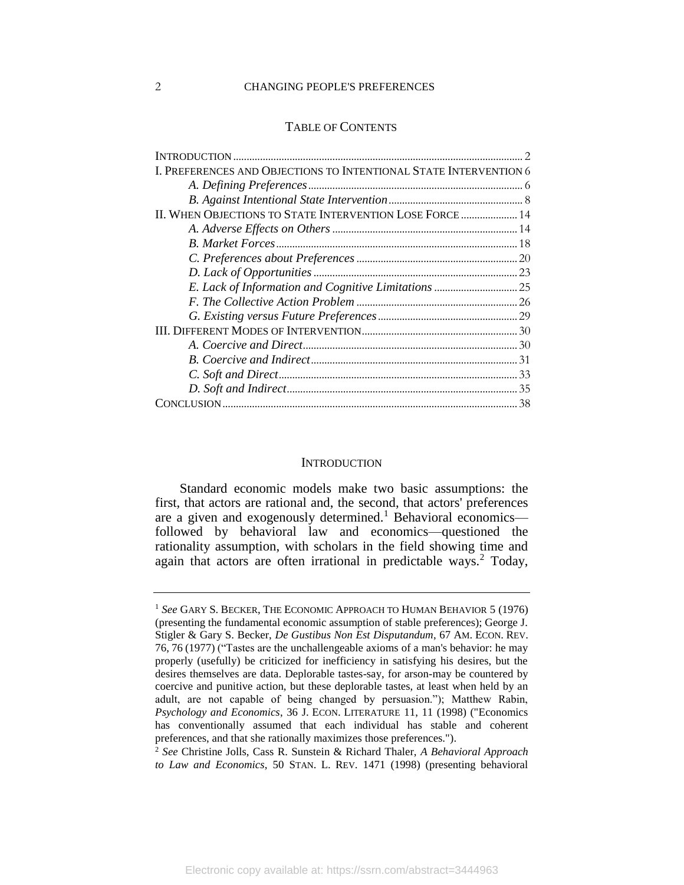## TABLE OF CONTENTS

INTRODUCTION .......... 2
I. PREFERENCES AND OBJECTIONS TO INTENTIONAL STATE INTERVENTION 6
  *A. Defining Preferences* .......... 6
  *B. Against Intentional State Intervention* .......... 8
II. WHEN OBJECTIONS TO STATE INTERVENTION LOSE FORCE .......... 14
  *A. Adverse Effects on Others* .......... 14
  *B. Market Forces* .......... 18
  *C. Preferences about Preferences* .......... 20
  *D. Lack of Opportunities* .......... 23
  *E. Lack of Information and Cognitive Limitations* .......... 25
  *F. The Collective Action Problem* .......... 26
  *G. Existing versus Future Preferences* .......... 29
III. DIFFERENT MODES OF INTERVENTION .......... 30
  *A. Coercive and Direct* .......... 30
  *B. Coercive and Indirect* .......... 31
  *C. Soft and Direct* .......... 33
  *D. Soft and Indirect* .......... 35
CONCLUSION .......... 38

## INTRODUCTION

Standard economic models make two basic assumptions: the first, that actors are rational and, the second, that actors' preferences are a given and exogenously determined.[1] Behavioral economics—followed by behavioral law and economics—questioned the rationality assumption, with scholars in the field showing time and again that actors are often irrational in predictable ways.[2] Today,

---

[1] *See* GARY S. BECKER, THE ECONOMIC APPROACH TO HUMAN BEHAVIOR 5 (1976) (presenting the fundamental economic assumption of stable preferences); George J. Stigler & Gary S. Becker, *De Gustibus Non Est Disputandum*, 67 AM. ECON. REV. 76, 76 (1977) ("Tastes are the unchallengeable axioms of a man's behavior: he may properly (usefully) be criticized for inefficiency in satisfying his desires, but the desires themselves are data. Deplorable tastes-say, for arson-may be countered by coercive and punitive action, but these deplorable tastes, at least when held by an adult, are not capable of being changed by persuasion."); Matthew Rabin, *Psychology and Economics*, 36 J. ECON. LITERATURE 11, 11 (1998) ("Economics has conventionally assumed that each individual has stable and coherent preferences, and that she rationally maximizes those preferences.").

[2] *See* Christine Jolls, Cass R. Sunstein & Richard Thaler, *A Behavioral Approach to Law and Economics*, 50 STAN. L. REV. 1471 (1998) (presenting behavioral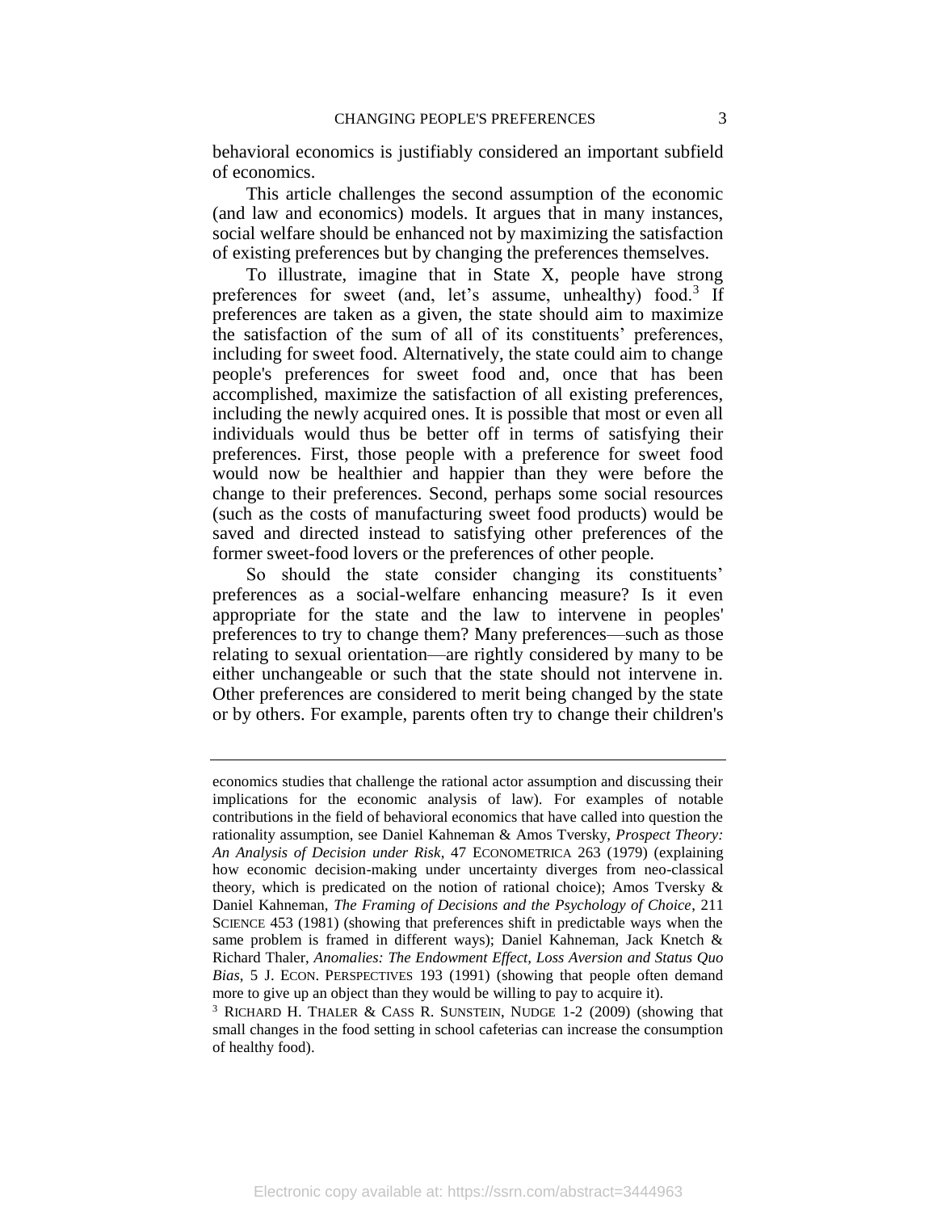behavioral economics is justifiably considered an important subfield of economics.

This article challenges the second assumption of the economic (and law and economics) models. It argues that in many instances, social welfare should be enhanced not by maximizing the satisfaction of existing preferences but by changing the preferences themselves.

To illustrate, imagine that in State X, people have strong preferences for sweet (and, let's assume, unhealthy) food.[3] If preferences are taken as a given, the state should aim to maximize the satisfaction of the sum of all of its constituents' preferences, including for sweet food. Alternatively, the state could aim to change people's preferences for sweet food and, once that has been accomplished, maximize the satisfaction of all existing preferences, including the newly acquired ones. It is possible that most or even all individuals would thus be better off in terms of satisfying their preferences. First, those people with a preference for sweet food would now be healthier and happier than they were before the change to their preferences. Second, perhaps some social resources (such as the costs of manufacturing sweet food products) would be saved and directed instead to satisfying other preferences of the former sweet-food lovers or the preferences of other people.

So should the state consider changing its constituents' preferences as a social-welfare enhancing measure? Is it even appropriate for the state and the law to intervene in peoples' preferences to try to change them? Many preferences—such as those relating to sexual orientation—are rightly considered by many to be either unchangeable or such that the state should not intervene in. Other preferences are considered to merit being changed by the state or by others. For example, parents often try to change their children's

---

economics studies that challenge the rational actor assumption and discussing their implications for the economic analysis of law). For examples of notable contributions in the field of behavioral economics that have called into question the rationality assumption, see Daniel Kahneman & Amos Tversky, *Prospect Theory: An Analysis of Decision under Risk*, 47 ECONOMETRICA 263 (1979) (explaining how economic decision-making under uncertainty diverges from neo-classical theory, which is predicated on the notion of rational choice); Amos Tversky & Daniel Kahneman, *The Framing of Decisions and the Psychology of Choice*, 211 SCIENCE 453 (1981) (showing that preferences shift in predictable ways when the same problem is framed in different ways); Daniel Kahneman, Jack Knetch & Richard Thaler, *Anomalies: The Endowment Effect, Loss Aversion and Status Quo Bias*, 5 J. ECON. PERSPECTIVES 193 (1991) (showing that people often demand more to give up an object than they would be willing to pay to acquire it).

[3] RICHARD H. THALER & CASS R. SUNSTEIN, NUDGE 1-2 (2009) (showing that small changes in the food setting in school cafeterias can increase the consumption of healthy food).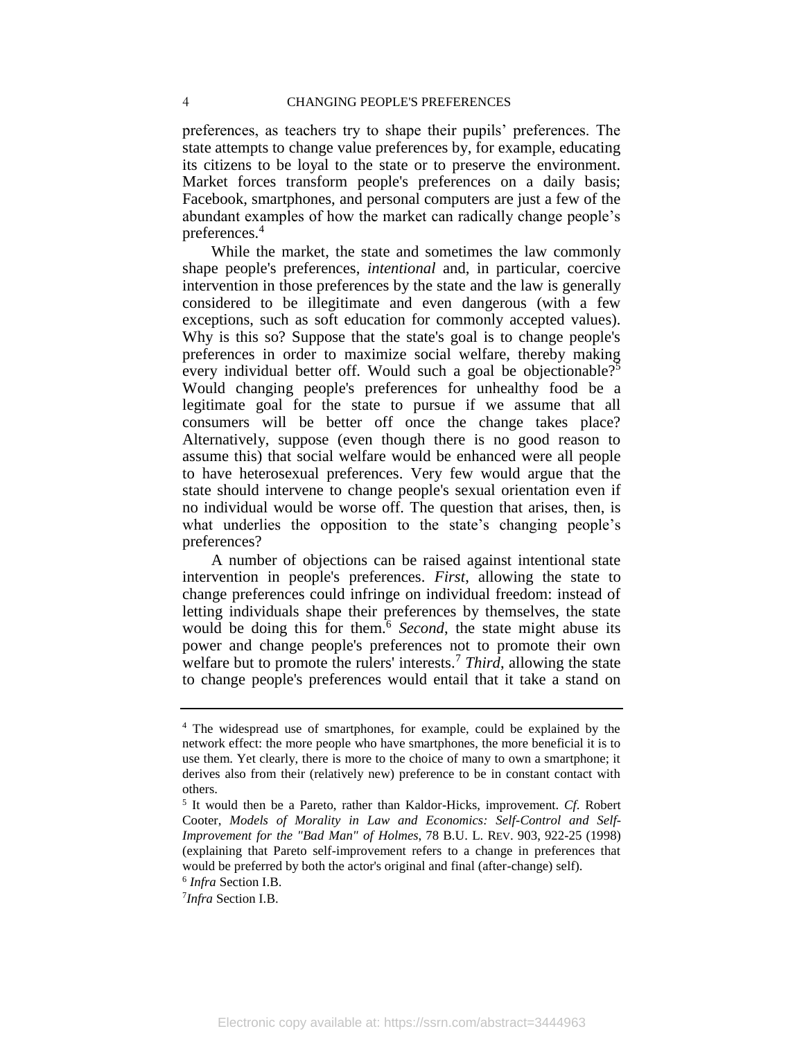preferences, as teachers try to shape their pupils' preferences. The state attempts to change value preferences by, for example, educating its citizens to be loyal to the state or to preserve the environment. Market forces transform people's preferences on a daily basis; Facebook, smartphones, and personal computers are just a few of the abundant examples of how the market can radically change people's preferences.[4]

While the market, the state and sometimes the law commonly shape people's preferences, *intentional* and, in particular, coercive intervention in those preferences by the state and the law is generally considered to be illegitimate and even dangerous (with a few exceptions, such as soft education for commonly accepted values). Why is this so? Suppose that the state's goal is to change people's preferences in order to maximize social welfare, thereby making every individual better off. Would such a goal be objectionable?[5] Would changing people's preferences for unhealthy food be a legitimate goal for the state to pursue if we assume that all consumers will be better off once the change takes place? Alternatively, suppose (even though there is no good reason to assume this) that social welfare would be enhanced were all people to have heterosexual preferences. Very few would argue that the state should intervene to change people's sexual orientation even if no individual would be worse off. The question that arises, then, is what underlies the opposition to the state's changing people's preferences?

A number of objections can be raised against intentional state intervention in people's preferences. *First*, allowing the state to change preferences could infringe on individual freedom: instead of letting individuals shape their preferences by themselves, the state would be doing this for them.[6] *Second*, the state might abuse its power and change people's preferences not to promote their own welfare but to promote the rulers' interests.[7] *Third*, allowing the state to change people's preferences would entail that it take a stand on

---

[4] The widespread use of smartphones, for example, could be explained by the network effect: the more people who have smartphones, the more beneficial it is to use them. Yet clearly, there is more to the choice of many to own a smartphone; it derives also from their (relatively new) preference to be in constant contact with others.

[5] It would then be a Pareto, rather than Kaldor-Hicks, improvement. *Cf.* Robert Cooter, *Models of Morality in Law and Economics: Self-Control and Self-Improvement for the "Bad Man" of Holmes*, 78 B.U. L. REV. 903, 922-25 (1998) (explaining that Pareto self-improvement refers to a change in preferences that would be preferred by both the actor's original and final (after-change) self).

[6] *Infra* Section I.B.

[7] *Infra* Section I.B.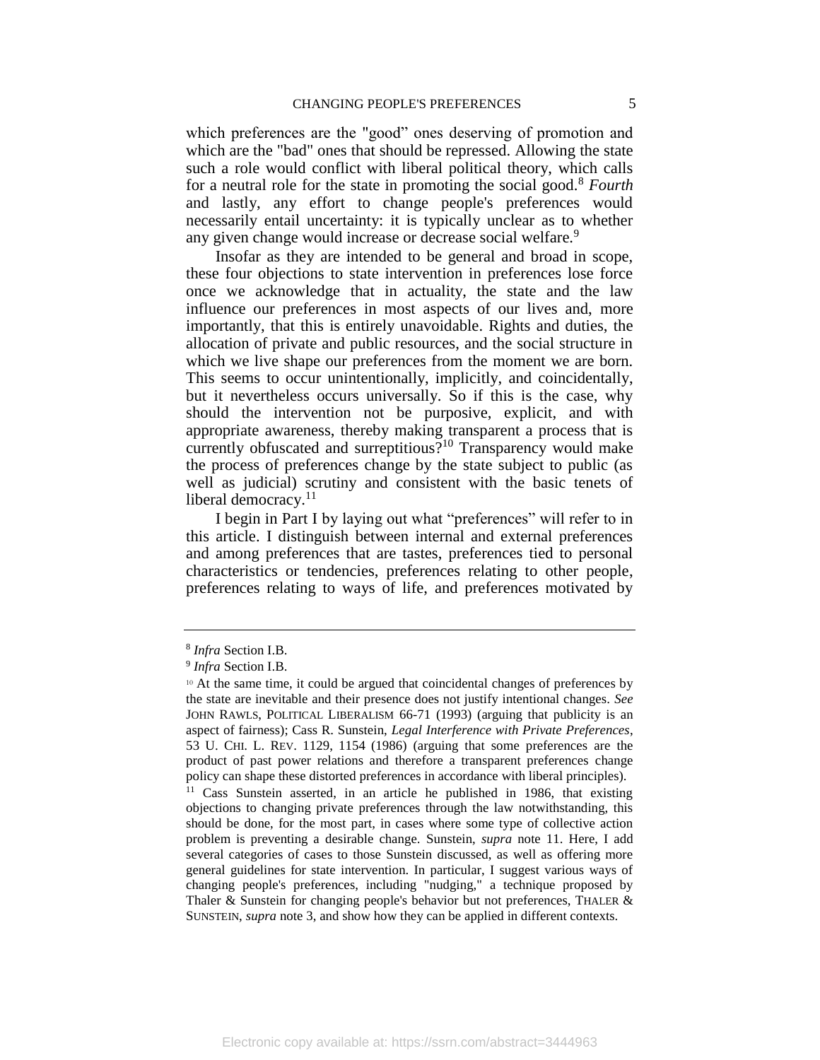which preferences are the "good" ones deserving of promotion and which are the "bad" ones that should be repressed. Allowing the state such a role would conflict with liberal political theory, which calls for a neutral role for the state in promoting the social good.[8] *Fourth* and lastly, any effort to change people's preferences would necessarily entail uncertainty: it is typically unclear as to whether any given change would increase or decrease social welfare.[9]

Insofar as they are intended to be general and broad in scope, these four objections to state intervention in preferences lose force once we acknowledge that in actuality, the state and the law influence our preferences in most aspects of our lives and, more importantly, that this is entirely unavoidable. Rights and duties, the allocation of private and public resources, and the social structure in which we live shape our preferences from the moment we are born. This seems to occur unintentionally, implicitly, and coincidentally, but it nevertheless occurs universally. So if this is the case, why should the intervention not be purposive, explicit, and with appropriate awareness, thereby making transparent a process that is currently obfuscated and surreptitious?[10] Transparency would make the process of preferences change by the state subject to public (as well as judicial) scrutiny and consistent with the basic tenets of liberal democracy.[11]

I begin in Part I by laying out what "preferences" will refer to in this article. I distinguish between internal and external preferences and among preferences that are tastes, preferences tied to personal characteristics or tendencies, preferences relating to other people, preferences relating to ways of life, and preferences motivated by

---

[8] *Infra* Section I.B.

[9] *Infra* Section I.B.

[10] At the same time, it could be argued that coincidental changes of preferences by the state are inevitable and their presence does not justify intentional changes. *See* JOHN RAWLS, POLITICAL LIBERALISM 66-71 (1993) (arguing that publicity is an aspect of fairness); Cass R. Sunstein, *Legal Interference with Private Preferences*, 53 U. CHI. L. REV. 1129, 1154 (1986) (arguing that some preferences are the product of past power relations and therefore a transparent preferences change policy can shape these distorted preferences in accordance with liberal principles).

[11] Cass Sunstein asserted, in an article he published in 1986, that existing objections to changing private preferences through the law notwithstanding, this should be done, for the most part, in cases where some type of collective action problem is preventing a desirable change. Sunstein, *supra* note 11. Here, I add several categories of cases to those Sunstein discussed, as well as offering more general guidelines for state intervention. In particular, I suggest various ways of changing people's preferences, including "nudging," a technique proposed by Thaler & Sunstein for changing people's behavior but not preferences, THALER & SUNSTEIN, *supra* note 3, and show how they can be applied in different contexts.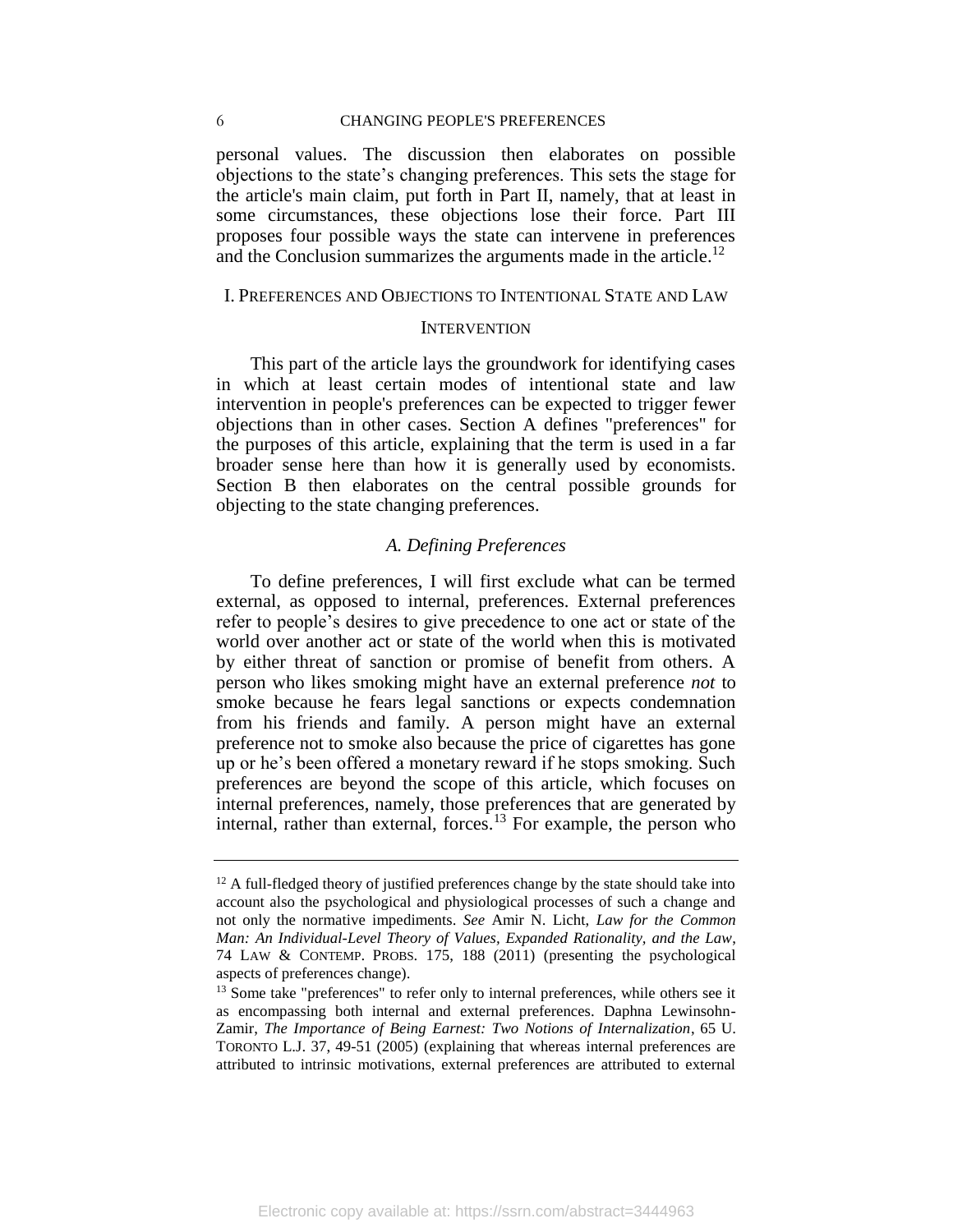personal values. The discussion then elaborates on possible objections to the state's changing preferences. This sets the stage for the article's main claim, put forth in Part II, namely, that at least in some circumstances, these objections lose their force. Part III proposes four possible ways the state can intervene in preferences and the Conclusion summarizes the arguments made in the article.[12]

## I. Preferences and Objections to Intentional State and Law Intervention

This part of the article lays the groundwork for identifying cases in which at least certain modes of intentional state and law intervention in people's preferences can be expected to trigger fewer objections than in other cases. Section A defines "preferences" for the purposes of this article, explaining that the term is used in a far broader sense here than how it is generally used by economists. Section B then elaborates on the central possible grounds for objecting to the state changing preferences.

### *A. Defining Preferences*

To define preferences, I will first exclude what can be termed external, as opposed to internal, preferences. External preferences refer to people's desires to give precedence to one act or state of the world over another act or state of the world when this is motivated by either threat of sanction or promise of benefit from others. A person who likes smoking might have an external preference *not* to smoke because he fears legal sanctions or expects condemnation from his friends and family. A person might have an external preference not to smoke also because the price of cigarettes has gone up or he's been offered a monetary reward if he stops smoking. Such preferences are beyond the scope of this article, which focuses on internal preferences, namely, those preferences that are generated by internal, rather than external, forces.[13] For example, the person who

---

[12] A full-fledged theory of justified preferences change by the state should take into account also the psychological and physiological processes of such a change and not only the normative impediments. *See* Amir N. Licht, *Law for the Common Man: An Individual-Level Theory of Values, Expanded Rationality, and the Law*, 74 LAW & CONTEMP. PROBS. 175, 188 (2011) (presenting the psychological aspects of preferences change).

[13] Some take "preferences" to refer only to internal preferences, while others see it as encompassing both internal and external preferences. Daphna Lewinsohn-Zamir, *The Importance of Being Earnest: Two Notions of Internalization*, 65 U. TORONTO L.J. 37, 49-51 (2005) (explaining that whereas internal preferences are attributed to intrinsic motivations, external preferences are attributed to external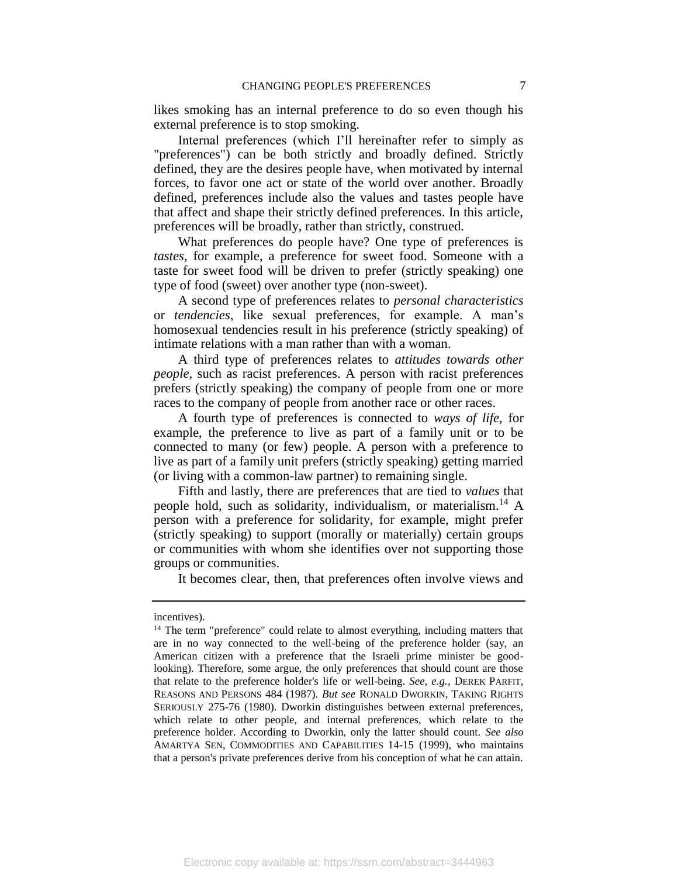likes smoking has an internal preference to do so even though his external preference is to stop smoking.

Internal preferences (which I'll hereinafter refer to simply as "preferences") can be both strictly and broadly defined. Strictly defined, they are the desires people have, when motivated by internal forces, to favor one act or state of the world over another. Broadly defined, preferences include also the values and tastes people have that affect and shape their strictly defined preferences. In this article, preferences will be broadly, rather than strictly, construed.

What preferences do people have? One type of preferences is *tastes*, for example, a preference for sweet food. Someone with a taste for sweet food will be driven to prefer (strictly speaking) one type of food (sweet) over another type (non-sweet).

A second type of preferences relates to *personal characteristics* or *tendencies*, like sexual preferences, for example. A man's homosexual tendencies result in his preference (strictly speaking) of intimate relations with a man rather than with a woman.

A third type of preferences relates to *attitudes towards other people*, such as racist preferences. A person with racist preferences prefers (strictly speaking) the company of people from one or more races to the company of people from another race or other races.

A fourth type of preferences is connected to *ways of life*, for example, the preference to live as part of a family unit or to be connected to many (or few) people. A person with a preference to live as part of a family unit prefers (strictly speaking) getting married (or living with a common-law partner) to remaining single.

Fifth and lastly, there are preferences that are tied to *values* that people hold, such as solidarity, individualism, or materialism.[14] A person with a preference for solidarity, for example, might prefer (strictly speaking) to support (morally or materially) certain groups or communities with whom she identifies over not supporting those groups or communities.

It becomes clear, then, that preferences often involve views and

---

incentives).

[14] The term "preference" could relate to almost everything, including matters that are in no way connected to the well-being of the preference holder (say, an American citizen with a preference that the Israeli prime minister be good-looking). Therefore, some argue, the only preferences that should count are those that relate to the preference holder's life or well-being. *See, e.g.*, DEREK PARFIT, REASONS AND PERSONS 484 (1987). *But see* RONALD DWORKIN, TAKING RIGHTS SERIOUSLY 275-76 (1980). Dworkin distinguishes between external preferences, which relate to other people, and internal preferences, which relate to the preference holder. According to Dworkin, only the latter should count. *See also* AMARTYA SEN, COMMODITIES AND CAPABILITIES 14-15 (1999), who maintains that a person's private preferences derive from his conception of what he can attain.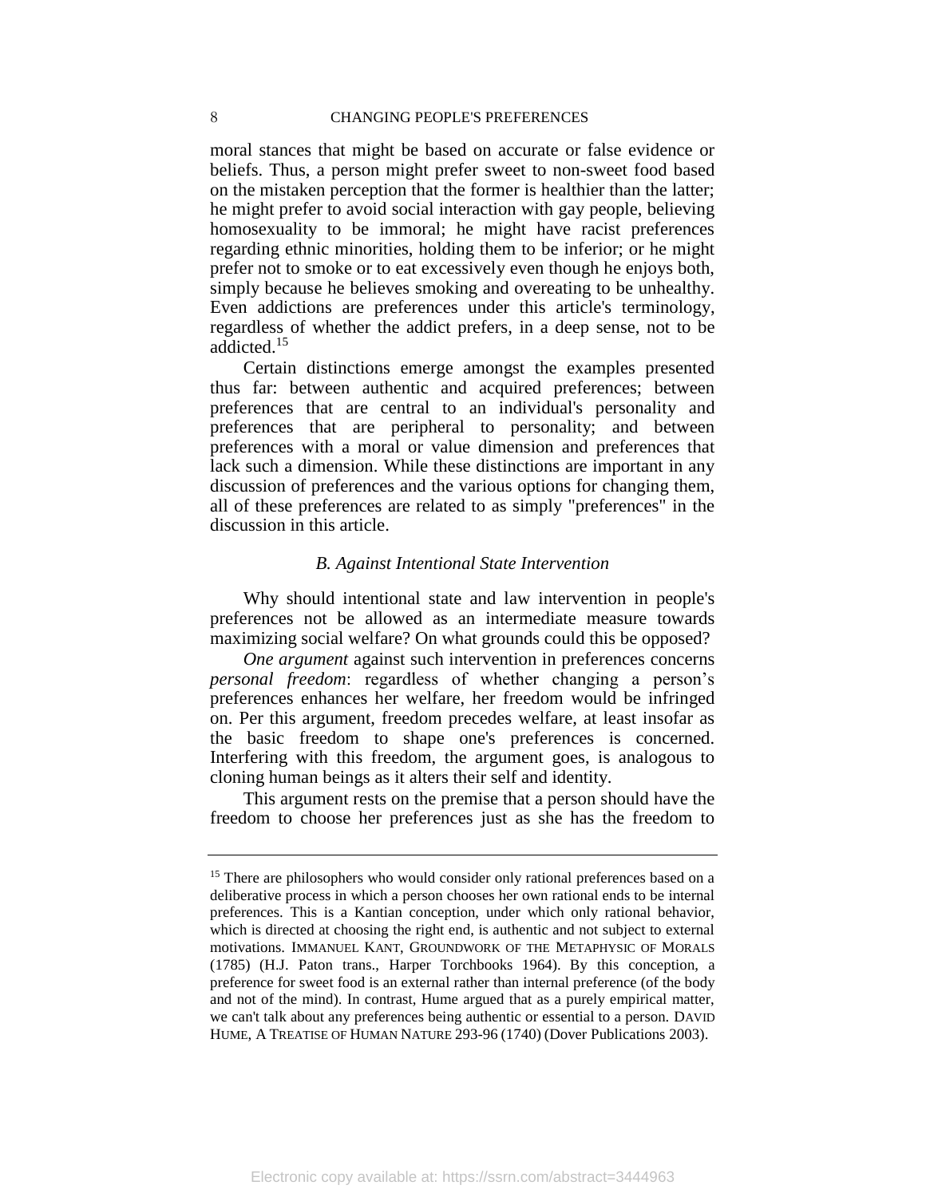moral stances that might be based on accurate or false evidence or beliefs. Thus, a person might prefer sweet to non-sweet food based on the mistaken perception that the former is healthier than the latter; he might prefer to avoid social interaction with gay people, believing homosexuality to be immoral; he might have racist preferences regarding ethnic minorities, holding them to be inferior; or he might prefer not to smoke or to eat excessively even though he enjoys both, simply because he believes smoking and overeating to be unhealthy. Even addictions are preferences under this article's terminology, regardless of whether the addict prefers, in a deep sense, not to be addicted.[15]

Certain distinctions emerge amongst the examples presented thus far: between authentic and acquired preferences; between preferences that are central to an individual's personality and preferences that are peripheral to personality; and between preferences with a moral or value dimension and preferences that lack such a dimension. While these distinctions are important in any discussion of preferences and the various options for changing them, all of these preferences are related to as simply "preferences" in the discussion in this article.

### *B. Against Intentional State Intervention*

Why should intentional state and law intervention in people's preferences not be allowed as an intermediate measure towards maximizing social welfare? On what grounds could this be opposed?

*One argument* against such intervention in preferences concerns *personal freedom*: regardless of whether changing a person's preferences enhances her welfare, her freedom would be infringed on. Per this argument, freedom precedes welfare, at least insofar as the basic freedom to shape one's preferences is concerned. Interfering with this freedom, the argument goes, is analogous to cloning human beings as it alters their self and identity.

This argument rests on the premise that a person should have the freedom to choose her preferences just as she has the freedom to

---

[15] There are philosophers who would consider only rational preferences based on a deliberative process in which a person chooses her own rational ends to be internal preferences. This is a Kantian conception, under which only rational behavior, which is directed at choosing the right end, is authentic and not subject to external motivations. IMMANUEL KANT, GROUNDWORK OF THE METAPHYSIC OF MORALS (1785) (H.J. Paton trans., Harper Torchbooks 1964). By this conception, a preference for sweet food is an external rather than internal preference (of the body and not of the mind). In contrast, Hume argued that as a purely empirical matter, we can't talk about any preferences being authentic or essential to a person. DAVID HUME, A TREATISE OF HUMAN NATURE 293-96 (1740) (Dover Publications 2003).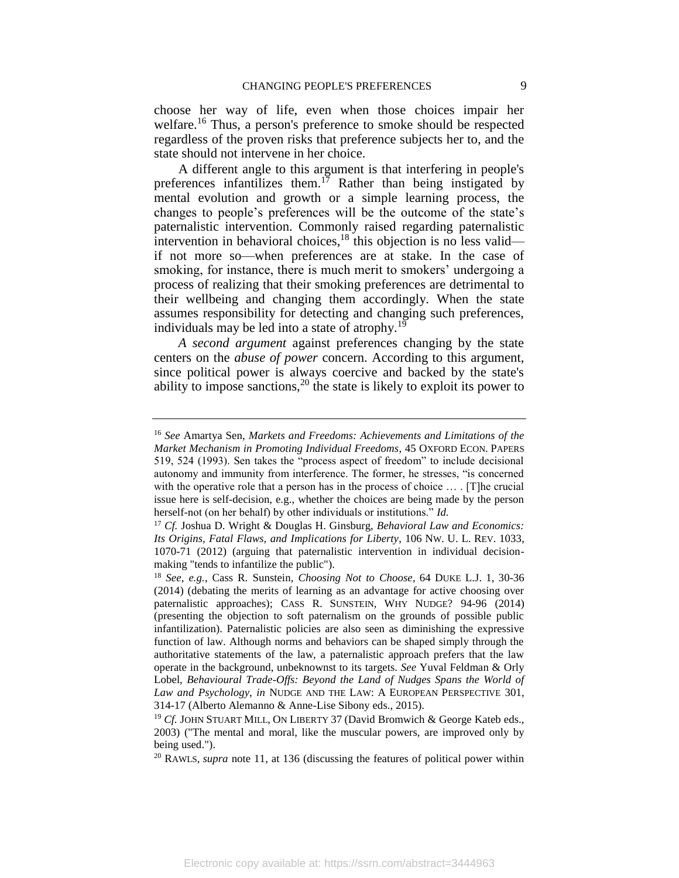choose her way of life, even when those choices impair her welfare.[16] Thus, a person's preference to smoke should be respected regardless of the proven risks that preference subjects her to, and the state should not intervene in her choice.

A different angle to this argument is that interfering in people's preferences infantilizes them.[17] Rather than being instigated by mental evolution and growth or a simple learning process, the changes to people's preferences will be the outcome of the state's paternalistic intervention. Commonly raised regarding paternalistic intervention in behavioral choices,[18] this objection is no less valid—if not more so—when preferences are at stake. In the case of smoking, for instance, there is much merit to smokers' undergoing a process of realizing that their smoking preferences are detrimental to their wellbeing and changing them accordingly. When the state assumes responsibility for detecting and changing such preferences, individuals may be led into a state of atrophy.[19]

*A second argument* against preferences changing by the state centers on the *abuse of power* concern. According to this argument, since political power is always coercive and backed by the state's ability to impose sanctions,[20] the state is likely to exploit its power to

---

[16] *See* Amartya Sen, *Markets and Freedoms: Achievements and Limitations of the Market Mechanism in Promoting Individual Freedoms*, 45 OXFORD ECON. PAPERS 519, 524 (1993). Sen takes the "process aspect of freedom" to include decisional autonomy and immunity from interference. The former, he stresses, "is concerned with the operative role that a person has in the process of choice … . [T]he crucial issue here is self-decision, e.g., whether the choices are being made by the person herself-not (on her behalf) by other individuals or institutions." *Id.*

[17] *Cf.* Joshua D. Wright & Douglas H. Ginsburg, *Behavioral Law and Economics: Its Origins, Fatal Flaws, and Implications for Liberty*, 106 NW. U. L. REV. 1033, 1070-71 (2012) (arguing that paternalistic intervention in individual decision-making "tends to infantilize the public").

[18] *See, e.g.*, Cass R. Sunstein, *Choosing Not to Choose*, 64 DUKE L.J. 1, 30-36 (2014) (debating the merits of learning as an advantage for active choosing over paternalistic approaches); CASS R. SUNSTEIN, WHY NUDGE? 94-96 (2014) (presenting the objection to soft paternalism on the grounds of possible public infantilization). Paternalistic policies are also seen as diminishing the expressive function of law. Although norms and behaviors can be shaped simply through the authoritative statements of the law, a paternalistic approach prefers that the law operate in the background, unbeknownst to its targets. *See* Yuval Feldman & Orly Lobel, *Behavioural Trade-Offs: Beyond the Land of Nudges Spans the World of Law and Psychology*, *in* NUDGE AND THE LAW: A EUROPEAN PERSPECTIVE 301, 314-17 (Alberto Alemanno & Anne-Lise Sibony eds., 2015).

[19] *Cf.* JOHN STUART MILL, ON LIBERTY 37 (David Bromwich & George Kateb eds., 2003) ("The mental and moral, like the muscular powers, are improved only by being used.").

[20] RAWLS, *supra* note 11, at 136 (discussing the features of political power within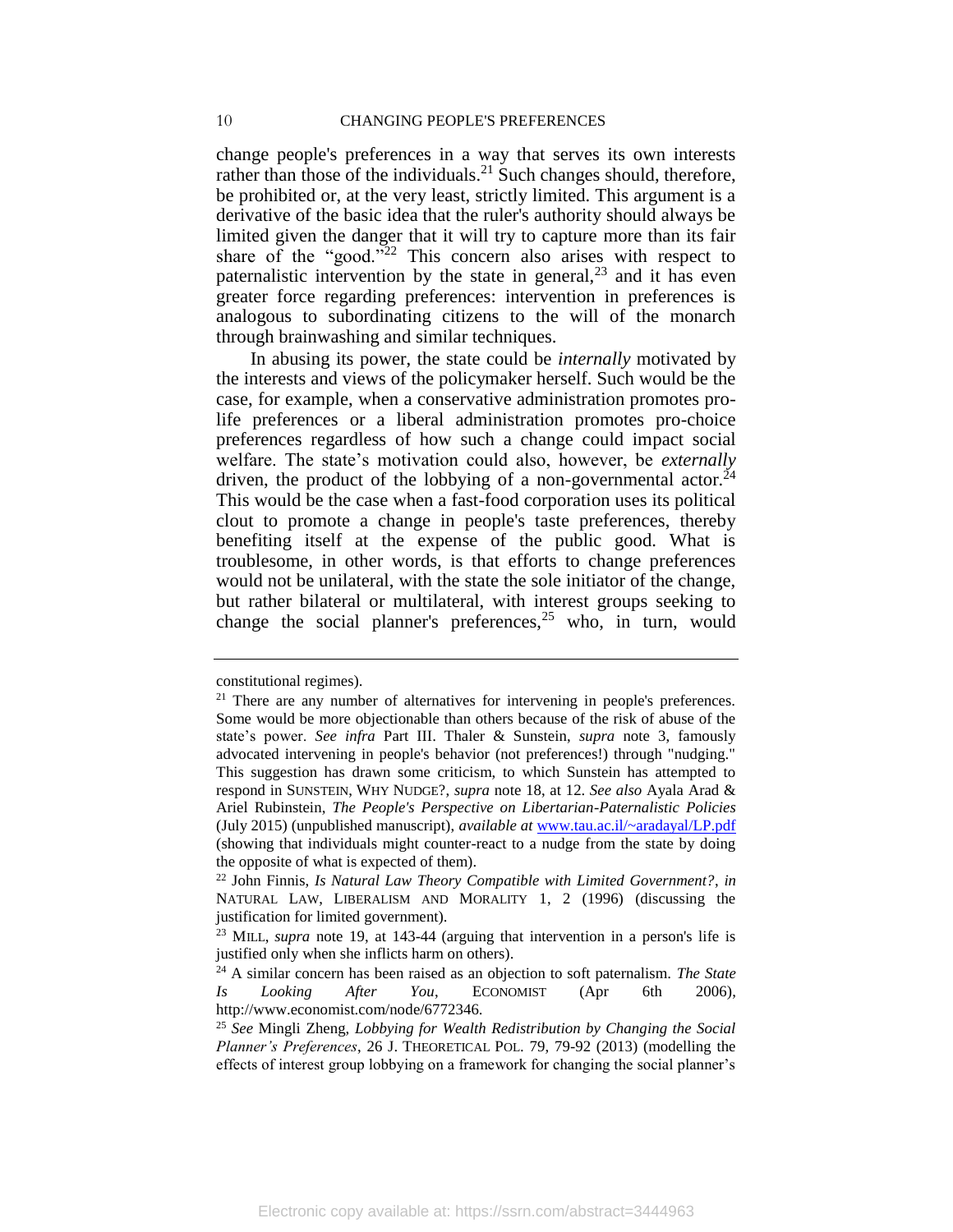change people's preferences in a way that serves its own interests rather than those of the individuals.[21] Such changes should, therefore, be prohibited or, at the very least, strictly limited. This argument is a derivative of the basic idea that the ruler's authority should always be limited given the danger that it will try to capture more than its fair share of the "good."[22] This concern also arises with respect to paternalistic intervention by the state in general,[23] and it has even greater force regarding preferences: intervention in preferences is analogous to subordinating citizens to the will of the monarch through brainwashing and similar techniques.

In abusing its power, the state could be *internally* motivated by the interests and views of the policymaker herself. Such would be the case, for example, when a conservative administration promotes pro-life preferences or a liberal administration promotes pro-choice preferences regardless of how such a change could impact social welfare. The state's motivation could also, however, be *externally* driven, the product of the lobbying of a non-governmental actor.[24] This would be the case when a fast-food corporation uses its political clout to promote a change in people's taste preferences, thereby benefiting itself at the expense of the public good. What is troublesome, in other words, is that efforts to change preferences would not be unilateral, with the state the sole initiator of the change, but rather bilateral or multilateral, with interest groups seeking to change the social planner's preferences,[25] who, in turn, would

---

constitutional regimes).

[21] There are any number of alternatives for intervening in people's preferences. Some would be more objectionable than others because of the risk of abuse of the state's power. *See infra* Part III. Thaler & Sunstein, *supra* note 3, famously advocated intervening in people's behavior (not preferences!) through "nudging." This suggestion has drawn some criticism, to which Sunstein has attempted to respond in SUNSTEIN, WHY NUDGE?, *supra* note 18, at 12. *See also* Ayala Arad & Ariel Rubinstein, *The People's Perspective on Libertarian-Paternalistic Policies* (July 2015) (unpublished manuscript), *available at* www.tau.ac.il/~aradayal/LP.pdf (showing that individuals might counter-react to a nudge from the state by doing the opposite of what is expected of them).

[22] John Finnis, *Is Natural Law Theory Compatible with Limited Government?*, *in* NATURAL LAW, LIBERALISM AND MORALITY 1, 2 (1996) (discussing the justification for limited government).

[23] MILL, *supra* note 19, at 143-44 (arguing that intervention in a person's life is justified only when she inflicts harm on others).

[24] A similar concern has been raised as an objection to soft paternalism. *The State Is Looking After You*, ECONOMIST (Apr 6th 2006), http://www.economist.com/node/6772346.

[25] *See* Mingli Zheng, *Lobbying for Wealth Redistribution by Changing the Social Planner's Preferences*, 26 J. THEORETICAL POL. 79, 79-92 (2013) (modelling the effects of interest group lobbying on a framework for changing the social planner's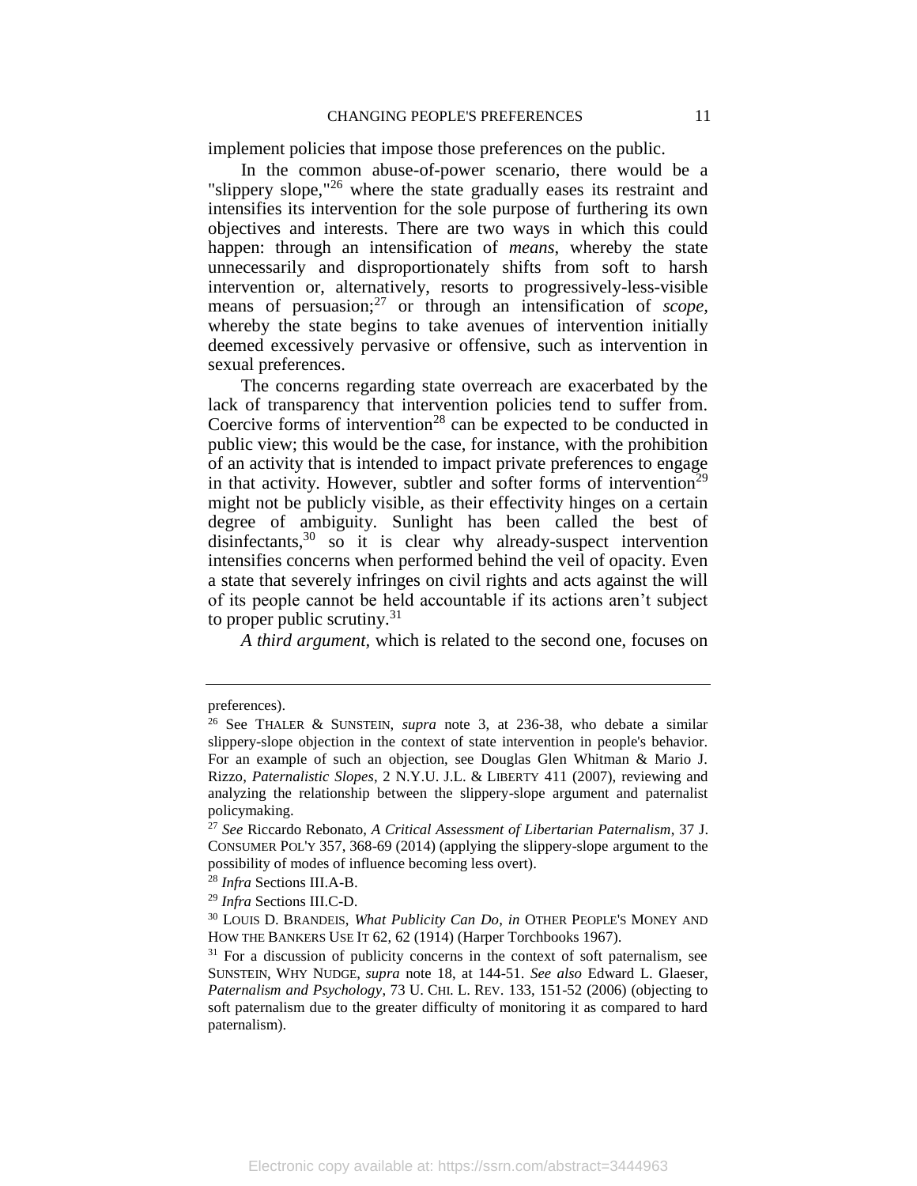implement policies that impose those preferences on the public.

In the common abuse-of-power scenario, there would be a "slippery slope,"[26] where the state gradually eases its restraint and intensifies its intervention for the sole purpose of furthering its own objectives and interests. There are two ways in which this could happen: through an intensification of *means*, whereby the state unnecessarily and disproportionately shifts from soft to harsh intervention or, alternatively, resorts to progressively-less-visible means of persuasion;[27] or through an intensification of *scope*, whereby the state begins to take avenues of intervention initially deemed excessively pervasive or offensive, such as intervention in sexual preferences.

The concerns regarding state overreach are exacerbated by the lack of transparency that intervention policies tend to suffer from. Coercive forms of intervention[28] can be expected to be conducted in public view; this would be the case, for instance, with the prohibition of an activity that is intended to impact private preferences to engage in that activity. However, subtler and softer forms of intervention[29] might not be publicly visible, as their effectivity hinges on a certain degree of ambiguity. Sunlight has been called the best of disinfectants,[30] so it is clear why already-suspect intervention intensifies concerns when performed behind the veil of opacity. Even a state that severely infringes on civil rights and acts against the will of its people cannot be held accountable if its actions aren't subject to proper public scrutiny.[31]

*A third argument,* which is related to the second one, focuses on

---

preferences).

[26] See THALER & SUNSTEIN, *supra* note 3, at 236-38, who debate a similar slippery-slope objection in the context of state intervention in people's behavior. For an example of such an objection, see Douglas Glen Whitman & Mario J. Rizzo, *Paternalistic Slopes*, 2 N.Y.U. J.L. & LIBERTY 411 (2007), reviewing and analyzing the relationship between the slippery-slope argument and paternalist policymaking.

[27] *See* Riccardo Rebonato, *A Critical Assessment of Libertarian Paternalism*, 37 J. CONSUMER POL'Y 357, 368-69 (2014) (applying the slippery-slope argument to the possibility of modes of influence becoming less overt).

[28] *Infra* Sections III.A-B.

[29] *Infra* Sections III.C-D.

[30] LOUIS D. BRANDEIS, *What Publicity Can Do*, *in* OTHER PEOPLE'S MONEY AND HOW THE BANKERS USE IT 62, 62 (1914) (Harper Torchbooks 1967).

[31] For a discussion of publicity concerns in the context of soft paternalism, see SUNSTEIN, WHY NUDGE, *supra* note 18, at 144-51. *See also* Edward L. Glaeser, *Paternalism and Psychology*, 73 U. CHI. L. REV. 133, 151-52 (2006) (objecting to soft paternalism due to the greater difficulty of monitoring it as compared to hard paternalism).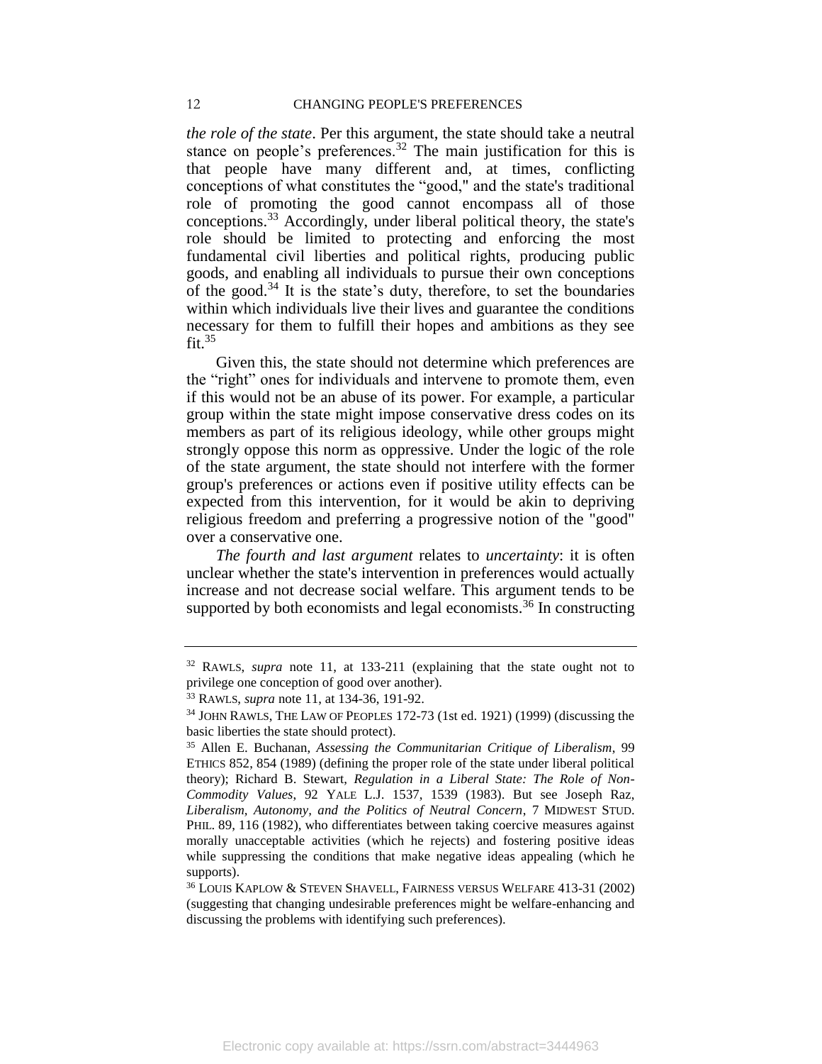*the role of the state*. Per this argument, the state should take a neutral stance on people's preferences.[32] The main justification for this is that people have many different and, at times, conflicting conceptions of what constitutes the "good," and the state's traditional role of promoting the good cannot encompass all of those conceptions.[33] Accordingly, under liberal political theory, the state's role should be limited to protecting and enforcing the most fundamental civil liberties and political rights, producing public goods, and enabling all individuals to pursue their own conceptions of the good.[34] It is the state's duty, therefore, to set the boundaries within which individuals live their lives and guarantee the conditions necessary for them to fulfill their hopes and ambitions as they see fit.[35]

Given this, the state should not determine which preferences are the "right" ones for individuals and intervene to promote them, even if this would not be an abuse of its power. For example, a particular group within the state might impose conservative dress codes on its members as part of its religious ideology, while other groups might strongly oppose this norm as oppressive. Under the logic of the role of the state argument, the state should not interfere with the former group's preferences or actions even if positive utility effects can be expected from this intervention, for it would be akin to depriving religious freedom and preferring a progressive notion of the "good" over a conservative one.

*The fourth and last argument* relates to *uncertainty*: it is often unclear whether the state's intervention in preferences would actually increase and not decrease social welfare. This argument tends to be supported by both economists and legal economists.[36] In constructing

---

[32] RAWLS, *supra* note 11, at 133-211 (explaining that the state ought not to privilege one conception of good over another).

[33] RAWLS, *supra* note 11, at 134-36, 191-92.

[34] JOHN RAWLS, THE LAW OF PEOPLES 172-73 (1st ed. 1921) (1999) (discussing the basic liberties the state should protect).

[35] Allen E. Buchanan, *Assessing the Communitarian Critique of Liberalism*, 99 ETHICS 852, 854 (1989) (defining the proper role of the state under liberal political theory); Richard B. Stewart, *Regulation in a Liberal State: The Role of Non-Commodity Values*, 92 YALE L.J. 1537, 1539 (1983). But see Joseph Raz, *Liberalism, Autonomy, and the Politics of Neutral Concern*, 7 MIDWEST STUD. PHIL. 89, 116 (1982), who differentiates between taking coercive measures against morally unacceptable activities (which he rejects) and fostering positive ideas while suppressing the conditions that make negative ideas appealing (which he supports).

[36] LOUIS KAPLOW & STEVEN SHAVELL, FAIRNESS VERSUS WELFARE 413-31 (2002) (suggesting that changing undesirable preferences might be welfare-enhancing and discussing the problems with identifying such preferences).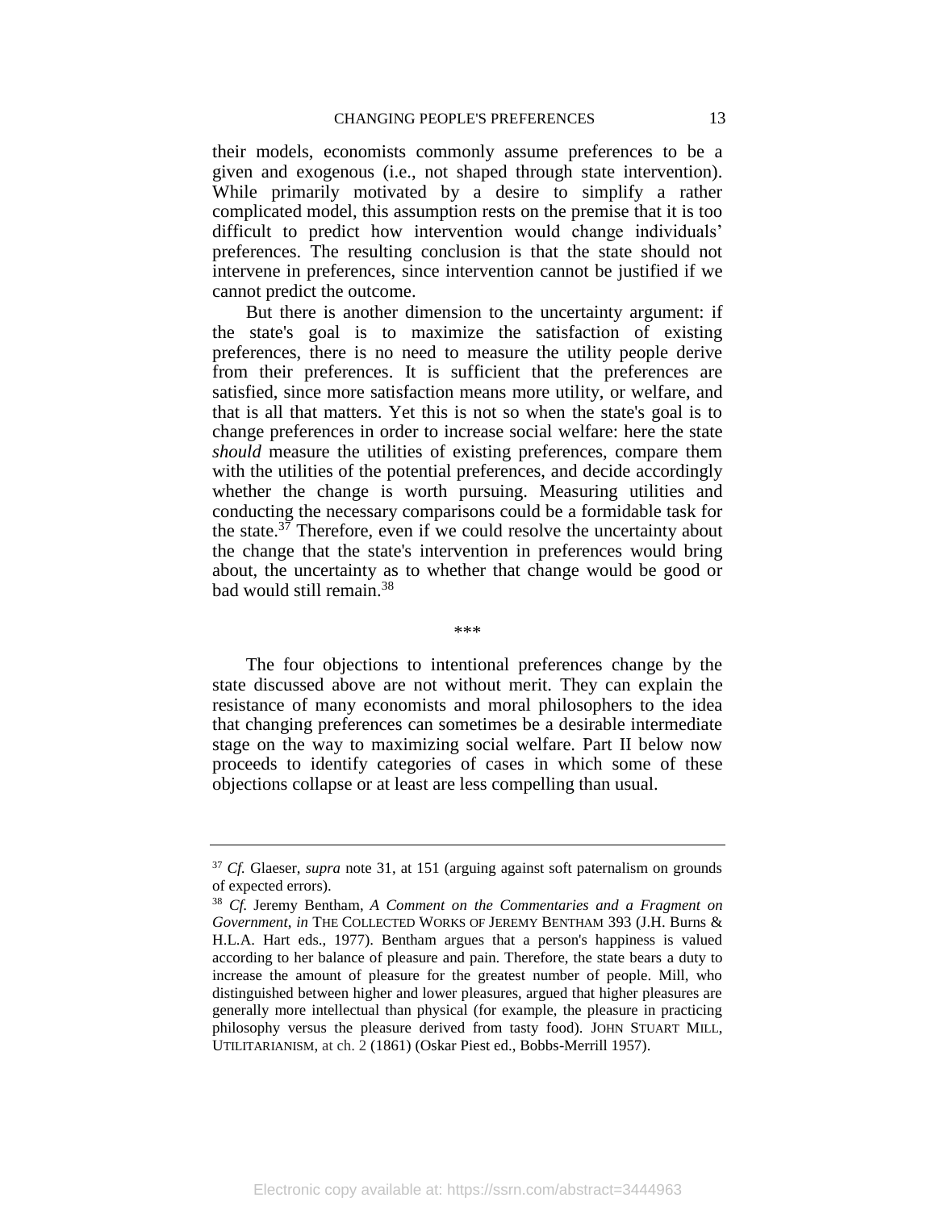their models, economists commonly assume preferences to be a given and exogenous (i.e., not shaped through state intervention). While primarily motivated by a desire to simplify a rather complicated model, this assumption rests on the premise that it is too difficult to predict how intervention would change individuals' preferences. The resulting conclusion is that the state should not intervene in preferences, since intervention cannot be justified if we cannot predict the outcome.

But there is another dimension to the uncertainty argument: if the state's goal is to maximize the satisfaction of existing preferences, there is no need to measure the utility people derive from their preferences. It is sufficient that the preferences are satisfied, since more satisfaction means more utility, or welfare, and that is all that matters. Yet this is not so when the state's goal is to change preferences in order to increase social welfare: here the state *should* measure the utilities of existing preferences, compare them with the utilities of the potential preferences, and decide accordingly whether the change is worth pursuing. Measuring utilities and conducting the necessary comparisons could be a formidable task for the state.[37] Therefore, even if we could resolve the uncertainty about the change that the state's intervention in preferences would bring about, the uncertainty as to whether that change would be good or bad would still remain.[38]

\*\*\*

The four objections to intentional preferences change by the state discussed above are not without merit. They can explain the resistance of many economists and moral philosophers to the idea that changing preferences can sometimes be a desirable intermediate stage on the way to maximizing social welfare. Part II below now proceeds to identify categories of cases in which some of these objections collapse or at least are less compelling than usual.

---

[37] *Cf.* Glaeser, *supra* note 31, at 151 (arguing against soft paternalism on grounds of expected errors).

[38] *Cf.* Jeremy Bentham, *A Comment on the Commentaries and a Fragment on Government*, *in* THE COLLECTED WORKS OF JEREMY BENTHAM 393 (J.H. Burns & H.L.A. Hart eds., 1977). Bentham argues that a person's happiness is valued according to her balance of pleasure and pain. Therefore, the state bears a duty to increase the amount of pleasure for the greatest number of people. Mill, who distinguished between higher and lower pleasures, argued that higher pleasures are generally more intellectual than physical (for example, the pleasure in practicing philosophy versus the pleasure derived from tasty food). JOHN STUART MILL, UTILITARIANISM, at ch. 2 (1861) (Oskar Piest ed., Bobbs-Merrill 1957).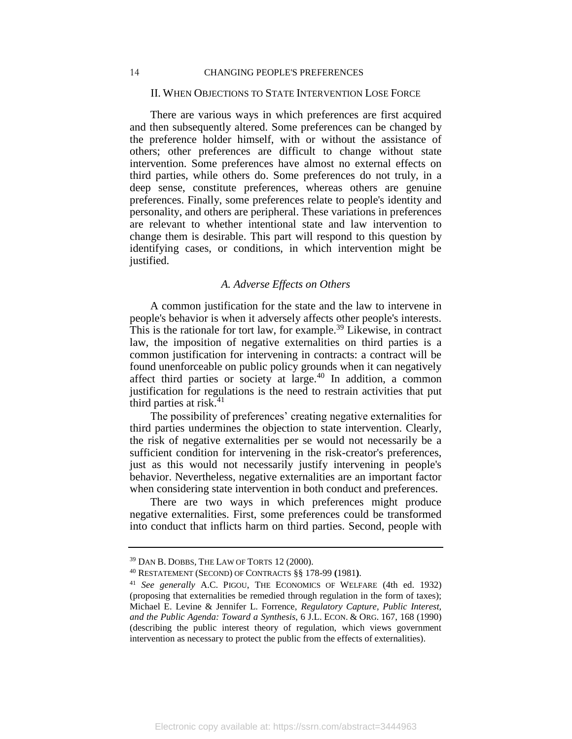## II. WHEN OBJECTIONS TO STATE INTERVENTION LOSE FORCE

There are various ways in which preferences are first acquired and then subsequently altered. Some preferences can be changed by the preference holder himself, with or without the assistance of others; other preferences are difficult to change without state intervention. Some preferences have almost no external effects on third parties, while others do. Some preferences do not truly, in a deep sense, constitute preferences, whereas others are genuine preferences. Finally, some preferences relate to people's identity and personality, and others are peripheral. These variations in preferences are relevant to whether intentional state and law intervention to change them is desirable. This part will respond to this question by identifying cases, or conditions, in which intervention might be justified.

### *A. Adverse Effects on Others*

A common justification for the state and the law to intervene in people's behavior is when it adversely affects other people's interests. This is the rationale for tort law, for example.[39] Likewise, in contract law, the imposition of negative externalities on third parties is a common justification for intervening in contracts: a contract will be found unenforceable on public policy grounds when it can negatively affect third parties or society at large.[40] In addition, a common justification for regulations is the need to restrain activities that put third parties at risk.[41]

The possibility of preferences' creating negative externalities for third parties undermines the objection to state intervention. Clearly, the risk of negative externalities per se would not necessarily be a sufficient condition for intervening in the risk-creator's preferences, just as this would not necessarily justify intervening in people's behavior. Nevertheless, negative externalities are an important factor when considering state intervention in both conduct and preferences.

There are two ways in which preferences might produce negative externalities. First, some preferences could be transformed into conduct that inflicts harm on third parties. Second, people with

---

[39] DAN B. DOBBS, THE LAW OF TORTS 12 (2000).

[40] RESTATEMENT (SECOND) OF CONTRACTS §§ 178-99 (1981).

[41] *See generally* A.C. PIGOU, THE ECONOMICS OF WELFARE (4th ed. 1932) (proposing that externalities be remedied through regulation in the form of taxes); Michael E. Levine & Jennifer L. Forrence, *Regulatory Capture, Public Interest, and the Public Agenda: Toward a Synthesis*, 6 J.L. ECON. & ORG. 167, 168 (1990) (describing the public interest theory of regulation, which views government intervention as necessary to protect the public from the effects of externalities).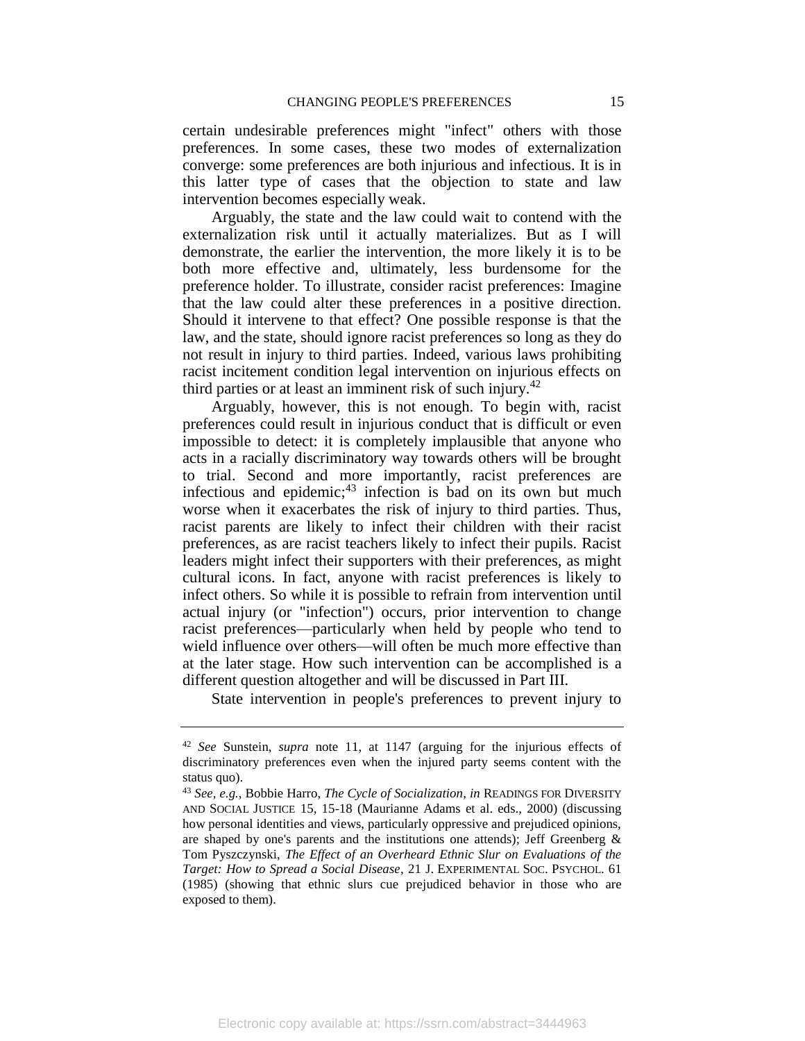certain undesirable preferences might "infect" others with those preferences. In some cases, these two modes of externalization converge: some preferences are both injurious and infectious. It is in this latter type of cases that the objection to state and law intervention becomes especially weak.

Arguably, the state and the law could wait to contend with the externalization risk until it actually materializes. But as I will demonstrate, the earlier the intervention, the more likely it is to be both more effective and, ultimately, less burdensome for the preference holder. To illustrate, consider racist preferences: Imagine that the law could alter these preferences in a positive direction. Should it intervene to that effect? One possible response is that the law, and the state, should ignore racist preferences so long as they do not result in injury to third parties. Indeed, various laws prohibiting racist incitement condition legal intervention on injurious effects on third parties or at least an imminent risk of such injury.[42]

Arguably, however, this is not enough. To begin with, racist preferences could result in injurious conduct that is difficult or even impossible to detect: it is completely implausible that anyone who acts in a racially discriminatory way towards others will be brought to trial. Second and more importantly, racist preferences are infectious and epidemic;[43] infection is bad on its own but much worse when it exacerbates the risk of injury to third parties. Thus, racist parents are likely to infect their children with their racist preferences, as are racist teachers likely to infect their pupils. Racist leaders might infect their supporters with their preferences, as might cultural icons. In fact, anyone with racist preferences is likely to infect others. So while it is possible to refrain from intervention until actual injury (or "infection") occurs, prior intervention to change racist preferences—particularly when held by people who tend to wield influence over others—will often be much more effective than at the later stage. How such intervention can be accomplished is a different question altogether and will be discussed in Part III.

State intervention in people's preferences to prevent injury to

---

[42] *See* Sunstein, *supra* note 11, at 1147 (arguing for the injurious effects of discriminatory preferences even when the injured party seems content with the status quo).

[43] *See, e.g.*, Bobbie Harro, *The Cycle of Socialization*, *in* READINGS FOR DIVERSITY AND SOCIAL JUSTICE 15, 15-18 (Maurianne Adams et al. eds., 2000) (discussing how personal identities and views, particularly oppressive and prejudiced opinions, are shaped by one's parents and the institutions one attends); Jeff Greenberg & Tom Pyszczynski, *The Effect of an Overheard Ethnic Slur on Evaluations of the Target: How to Spread a Social Disease*, 21 J. EXPERIMENTAL SOC. PSYCHOL. 61 (1985) (showing that ethnic slurs cue prejudiced behavior in those who are exposed to them).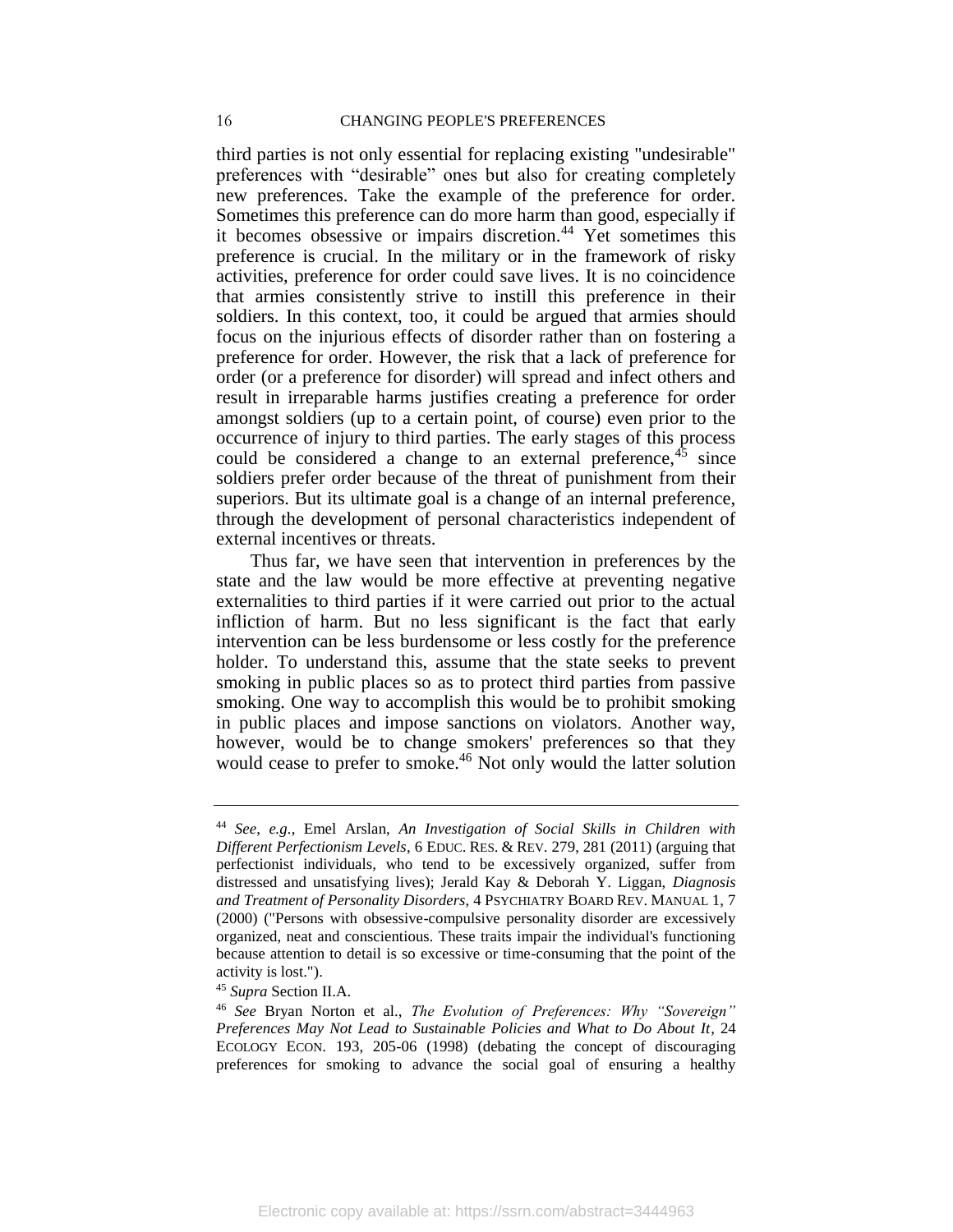third parties is not only essential for replacing existing "undesirable" preferences with "desirable" ones but also for creating completely new preferences. Take the example of the preference for order. Sometimes this preference can do more harm than good, especially if it becomes obsessive or impairs discretion.[44] Yet sometimes this preference is crucial. In the military or in the framework of risky activities, preference for order could save lives. It is no coincidence that armies consistently strive to instill this preference in their soldiers. In this context, too, it could be argued that armies should focus on the injurious effects of disorder rather than on fostering a preference for order. However, the risk that a lack of preference for order (or a preference for disorder) will spread and infect others and result in irreparable harms justifies creating a preference for order amongst soldiers (up to a certain point, of course) even prior to the occurrence of injury to third parties. The early stages of this process could be considered a change to an external preference,[45] since soldiers prefer order because of the threat of punishment from their superiors. But its ultimate goal is a change of an internal preference, through the development of personal characteristics independent of external incentives or threats.

Thus far, we have seen that intervention in preferences by the state and the law would be more effective at preventing negative externalities to third parties if it were carried out prior to the actual infliction of harm. But no less significant is the fact that early intervention can be less burdensome or less costly for the preference holder. To understand this, assume that the state seeks to prevent smoking in public places so as to protect third parties from passive smoking. One way to accomplish this would be to prohibit smoking in public places and impose sanctions on violators. Another way, however, would be to change smokers' preferences so that they would cease to prefer to smoke.[46] Not only would the latter solution

---

[44] *See*, *e.g.*, Emel Arslan, *An Investigation of Social Skills in Children with Different Perfectionism Levels*, 6 EDUC. RES. & REV. 279, 281 (2011) (arguing that perfectionist individuals, who tend to be excessively organized, suffer from distressed and unsatisfying lives); Jerald Kay & Deborah Y. Liggan, *Diagnosis and Treatment of Personality Disorders*, 4 PSYCHIATRY BOARD REV. MANUAL 1, 7 (2000) ("Persons with obsessive-compulsive personality disorder are excessively organized, neat and conscientious. These traits impair the individual's functioning because attention to detail is so excessive or time-consuming that the point of the activity is lost.").

[45] *Supra* Section II.A.

[46] *See* Bryan Norton et al., *The Evolution of Preferences: Why "Sovereign" Preferences May Not Lead to Sustainable Policies and What to Do About It*, 24 ECOLOGY ECON. 193, 205-06 (1998) (debating the concept of discouraging preferences for smoking to advance the social goal of ensuring a healthy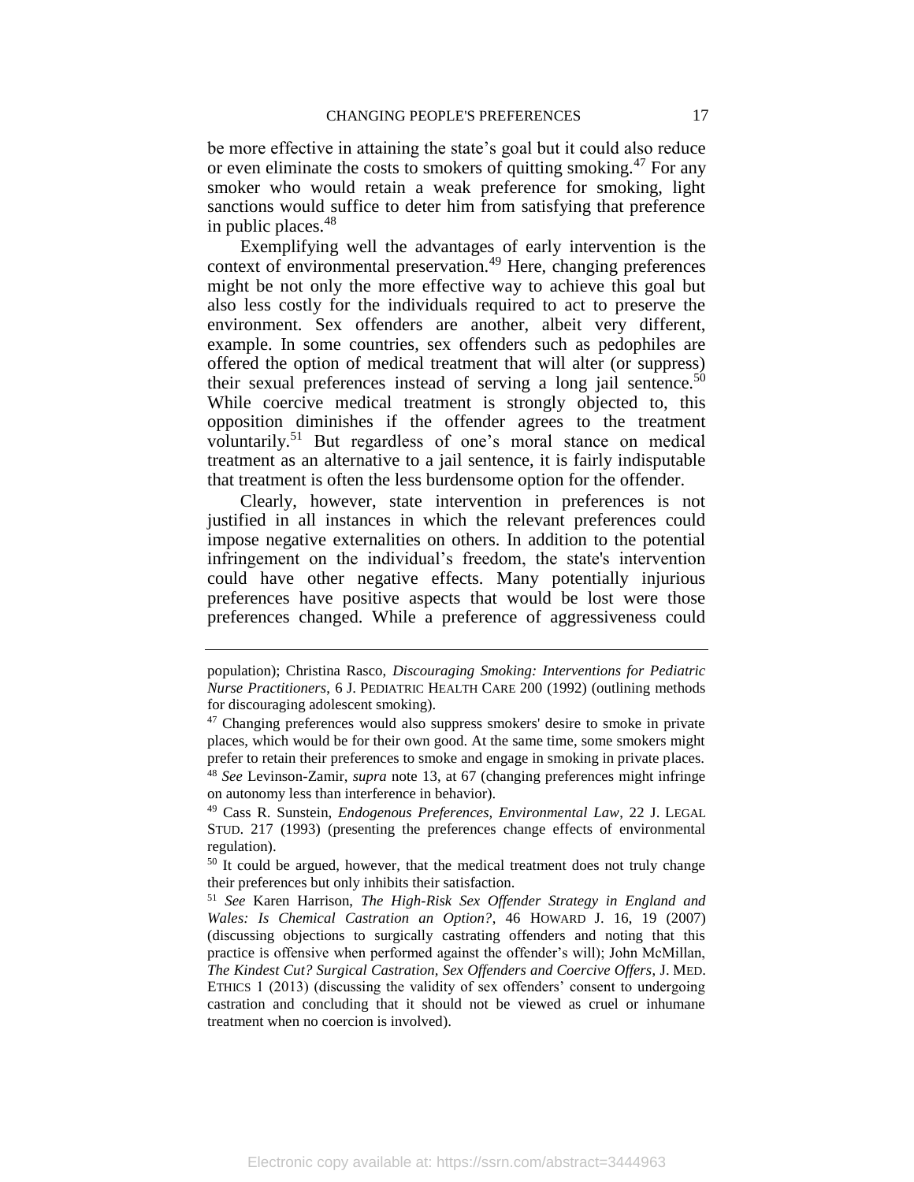be more effective in attaining the state's goal but it could also reduce or even eliminate the costs to smokers of quitting smoking.[47] For any smoker who would retain a weak preference for smoking, light sanctions would suffice to deter him from satisfying that preference in public places.[48]

Exemplifying well the advantages of early intervention is the context of environmental preservation.[49] Here, changing preferences might be not only the more effective way to achieve this goal but also less costly for the individuals required to act to preserve the environment. Sex offenders are another, albeit very different, example. In some countries, sex offenders such as pedophiles are offered the option of medical treatment that will alter (or suppress) their sexual preferences instead of serving a long jail sentence.[50] While coercive medical treatment is strongly objected to, this opposition diminishes if the offender agrees to the treatment voluntarily.[51] But regardless of one's moral stance on medical treatment as an alternative to a jail sentence, it is fairly indisputable that treatment is often the less burdensome option for the offender.

Clearly, however, state intervention in preferences is not justified in all instances in which the relevant preferences could impose negative externalities on others. In addition to the potential infringement on the individual's freedom, the state's intervention could have other negative effects. Many potentially injurious preferences have positive aspects that would be lost were those preferences changed. While a preference of aggressiveness could

---

population); Christina Rasco, *Discouraging Smoking: Interventions for Pediatric Nurse Practitioners*, 6 J. PEDIATRIC HEALTH CARE 200 (1992) (outlining methods for discouraging adolescent smoking).

[47] Changing preferences would also suppress smokers' desire to smoke in private places, which would be for their own good. At the same time, some smokers might prefer to retain their preferences to smoke and engage in smoking in private places.

[48] *See* Levinson-Zamir, *supra* note 13, at 67 (changing preferences might infringe on autonomy less than interference in behavior).

[49] Cass R. Sunstein, *Endogenous Preferences, Environmental Law*, 22 J. LEGAL STUD. 217 (1993) (presenting the preferences change effects of environmental regulation).

[50] It could be argued, however, that the medical treatment does not truly change their preferences but only inhibits their satisfaction.

[51] *See* Karen Harrison, *The High-Risk Sex Offender Strategy in England and Wales: Is Chemical Castration an Option?*, 46 HOWARD J. 16, 19 (2007) (discussing objections to surgically castrating offenders and noting that this practice is offensive when performed against the offender's will); John McMillan, *The Kindest Cut? Surgical Castration, Sex Offenders and Coercive Offers*, J. MED. ETHICS 1 (2013) (discussing the validity of sex offenders' consent to undergoing castration and concluding that it should not be viewed as cruel or inhumane treatment when no coercion is involved).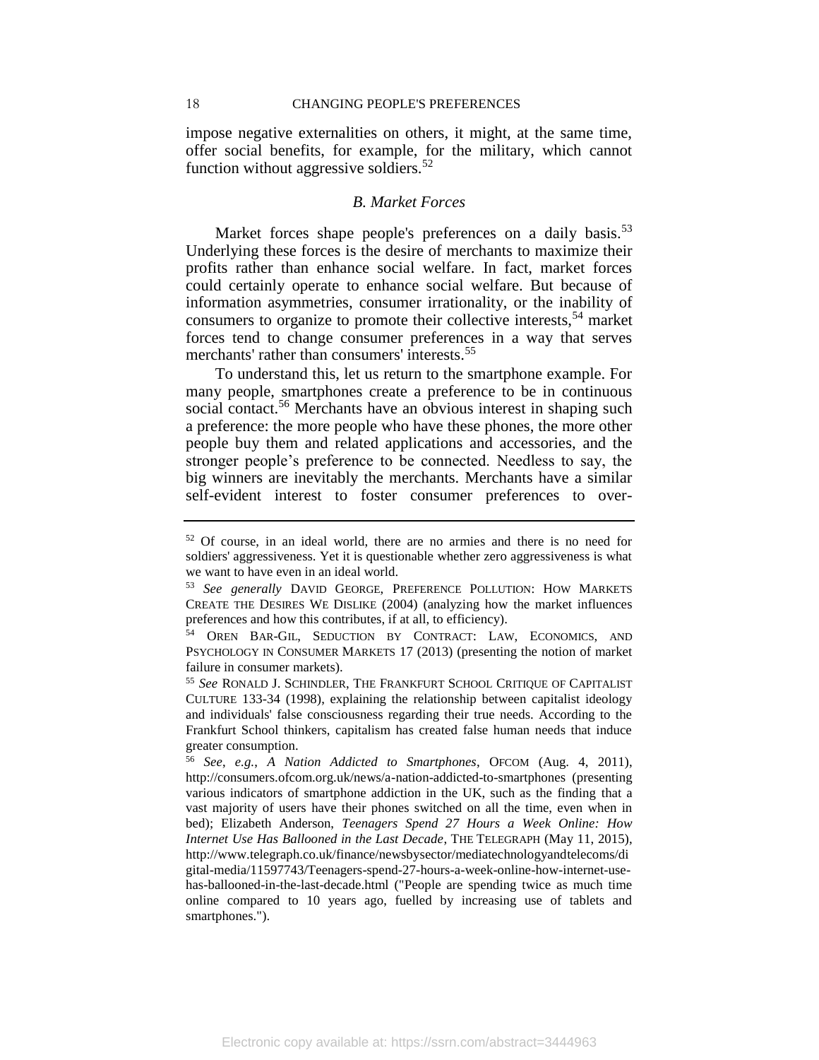impose negative externalities on others, it might, at the same time, offer social benefits, for example, for the military, which cannot function without aggressive soldiers.[52]

### *B. Market Forces*

Market forces shape people's preferences on a daily basis.[53] Underlying these forces is the desire of merchants to maximize their profits rather than enhance social welfare. In fact, market forces could certainly operate to enhance social welfare. But because of information asymmetries, consumer irrationality, or the inability of consumers to organize to promote their collective interests,[54] market forces tend to change consumer preferences in a way that serves merchants' rather than consumers' interests.[55]

To understand this, let us return to the smartphone example. For many people, smartphones create a preference to be in continuous social contact.[56] Merchants have an obvious interest in shaping such a preference: the more people who have these phones, the more other people buy them and related applications and accessories, and the stronger people's preference to be connected. Needless to say, the big winners are inevitably the merchants. Merchants have a similar self-evident interest to foster consumer preferences to over-

---

[52] Of course, in an ideal world, there are no armies and there is no need for soldiers' aggressiveness. Yet it is questionable whether zero aggressiveness is what we want to have even in an ideal world.

[53] *See generally* DAVID GEORGE, PREFERENCE POLLUTION: HOW MARKETS CREATE THE DESIRES WE DISLIKE (2004) (analyzing how the market influences preferences and how this contributes, if at all, to efficiency).

[54] OREN BAR-GIL, SEDUCTION BY CONTRACT: LAW, ECONOMICS, AND PSYCHOLOGY IN CONSUMER MARKETS 17 (2013) (presenting the notion of market failure in consumer markets).

[55] *See* RONALD J. SCHINDLER, THE FRANKFURT SCHOOL CRITIQUE OF CAPITALIST CULTURE 133-34 (1998), explaining the relationship between capitalist ideology and individuals' false consciousness regarding their true needs. According to the Frankfurt School thinkers, capitalism has created false human needs that induce greater consumption.

[56] *See, e.g.*, *A Nation Addicted to Smartphones*, OFCOM (Aug. 4, 2011), http://consumers.ofcom.org.uk/news/a-nation-addicted-to-smartphones (presenting various indicators of smartphone addiction in the UK, such as the finding that a vast majority of users have their phones switched on all the time, even when in bed); Elizabeth Anderson, *Teenagers Spend 27 Hours a Week Online: How Internet Use Has Ballooned in the Last Decade*, THE TELEGRAPH (May 11, 2015), http://www.telegraph.co.uk/finance/newsbysector/mediatechnologyandtelecoms/digital-media/11597743/Teenagers-spend-27-hours-a-week-online-how-internet-use-has-ballooned-in-the-last-decade.html ("People are spending twice as much time online compared to 10 years ago, fuelled by increasing use of tablets and smartphones.").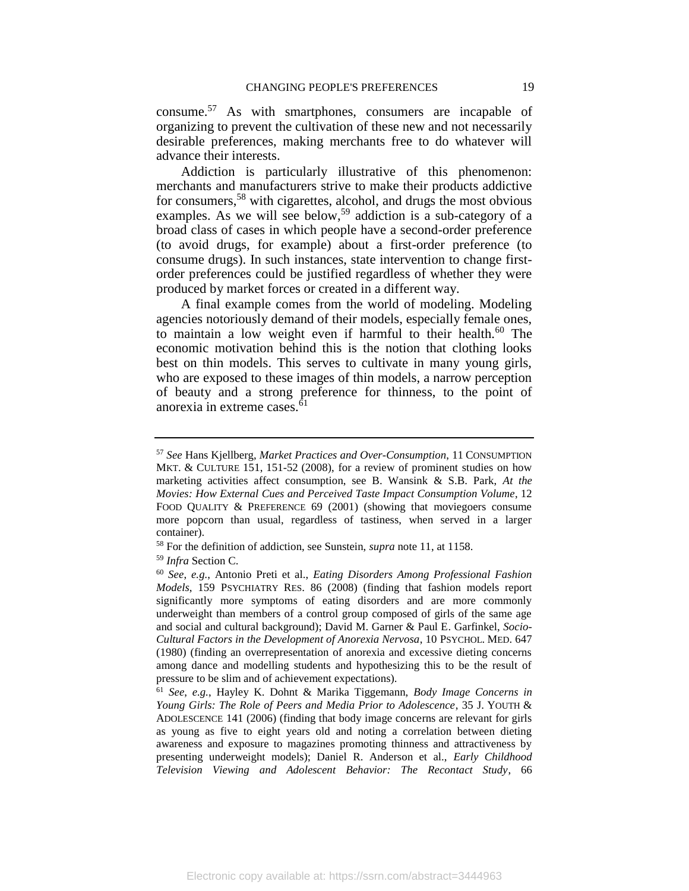consume.[57] As with smartphones, consumers are incapable of organizing to prevent the cultivation of these new and not necessarily desirable preferences, making merchants free to do whatever will advance their interests.

Addiction is particularly illustrative of this phenomenon: merchants and manufacturers strive to make their products addictive for consumers,[58] with cigarettes, alcohol, and drugs the most obvious examples. As we will see below,[59] addiction is a sub-category of a broad class of cases in which people have a second-order preference (to avoid drugs, for example) about a first-order preference (to consume drugs). In such instances, state intervention to change first-order preferences could be justified regardless of whether they were produced by market forces or created in a different way.

A final example comes from the world of modeling. Modeling agencies notoriously demand of their models, especially female ones, to maintain a low weight even if harmful to their health.[60] The economic motivation behind this is the notion that clothing looks best on thin models. This serves to cultivate in many young girls, who are exposed to these images of thin models, a narrow perception of beauty and a strong preference for thinness, to the point of anorexia in extreme cases.[61]

---

[57] *See* Hans Kjellberg, *Market Practices and Over-Consumption*, 11 CONSUMPTION MKT. & CULTURE 151, 151-52 (2008), for a review of prominent studies on how marketing activities affect consumption, see B. Wansink & S.B. Park, *At the Movies: How External Cues and Perceived Taste Impact Consumption Volume*, 12 FOOD QUALITY & PREFERENCE 69 (2001) (showing that moviegoers consume more popcorn than usual, regardless of tastiness, when served in a larger container).

[58] For the definition of addiction, see Sunstein, *supra* note 11, at 1158.

[59] *Infra* Section C.

[60] *See, e.g.*, Antonio Preti et al., *Eating Disorders Among Professional Fashion Models*, 159 PSYCHIATRY RES. 86 (2008) (finding that fashion models report significantly more symptoms of eating disorders and are more commonly underweight than members of a control group composed of girls of the same age and social and cultural background); David M. Garner & Paul E. Garfinkel, *Socio-Cultural Factors in the Development of Anorexia Nervosa*, 10 PSYCHOL. MED. 647 (1980) (finding an overrepresentation of anorexia and excessive dieting concerns among dance and modelling students and hypothesizing this to be the result of pressure to be slim and of achievement expectations).

[61] *See, e.g.*, Hayley K. Dohnt & Marika Tiggemann, *Body Image Concerns in Young Girls: The Role of Peers and Media Prior to Adolescence*, 35 J. YOUTH & ADOLESCENCE 141 (2006) (finding that body image concerns are relevant for girls as young as five to eight years old and noting a correlation between dieting awareness and exposure to magazines promoting thinness and attractiveness by presenting underweight models); Daniel R. Anderson et al., *Early Childhood Television Viewing and Adolescent Behavior: The Recontact Study*, 66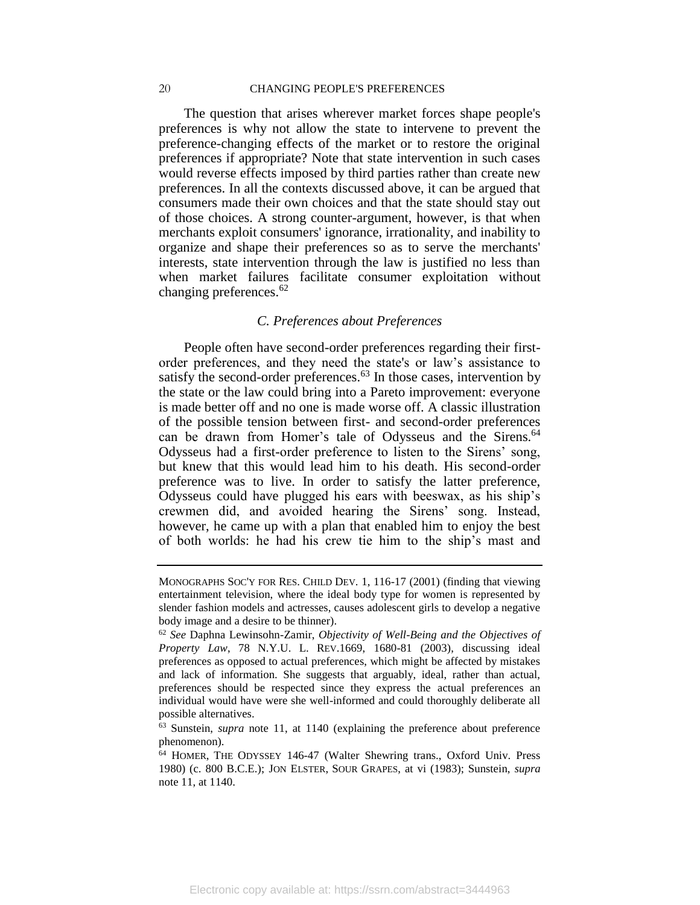The question that arises wherever market forces shape people's preferences is why not allow the state to intervene to prevent the preference-changing effects of the market or to restore the original preferences if appropriate? Note that state intervention in such cases would reverse effects imposed by third parties rather than create new preferences. In all the contexts discussed above, it can be argued that consumers made their own choices and that the state should stay out of those choices. A strong counter-argument, however, is that when merchants exploit consumers' ignorance, irrationality, and inability to organize and shape their preferences so as to serve the merchants' interests, state intervention through the law is justified no less than when market failures facilitate consumer exploitation without changing preferences.[62]

### *C. Preferences about Preferences*

People often have second-order preferences regarding their first-order preferences, and they need the state's or law's assistance to satisfy the second-order preferences.[63] In those cases, intervention by the state or the law could bring into a Pareto improvement: everyone is made better off and no one is made worse off. A classic illustration of the possible tension between first- and second-order preferences can be drawn from Homer's tale of Odysseus and the Sirens.[64] Odysseus had a first-order preference to listen to the Sirens' song, but knew that this would lead him to his death. His second-order preference was to live. In order to satisfy the latter preference, Odysseus could have plugged his ears with beeswax, as his ship's crewmen did, and avoided hearing the Sirens' song. Instead, however, he came up with a plan that enabled him to enjoy the best of both worlds: he had his crew tie him to the ship's mast and

---

MONOGRAPHS SOC'Y FOR RES. CHILD DEV. 1, 116-17 (2001) (finding that viewing entertainment television, where the ideal body type for women is represented by slender fashion models and actresses, causes adolescent girls to develop a negative body image and a desire to be thinner).

[62] *See* Daphna Lewinsohn-Zamir, *Objectivity of Well-Being and the Objectives of Property Law*, 78 N.Y.U. L. REV.1669, 1680-81 (2003), discussing ideal preferences as opposed to actual preferences, which might be affected by mistakes and lack of information. She suggests that arguably, ideal, rather than actual, preferences should be respected since they express the actual preferences an individual would have were she well-informed and could thoroughly deliberate all possible alternatives.

[63] Sunstein, *supra* note 11, at 1140 (explaining the preference about preference phenomenon).

[64] HOMER, THE ODYSSEY 146-47 (Walter Shewring trans., Oxford Univ. Press 1980) (c. 800 B.C.E.); JON ELSTER, SOUR GRAPES, at vi (1983); Sunstein, *supra* note 11, at 1140.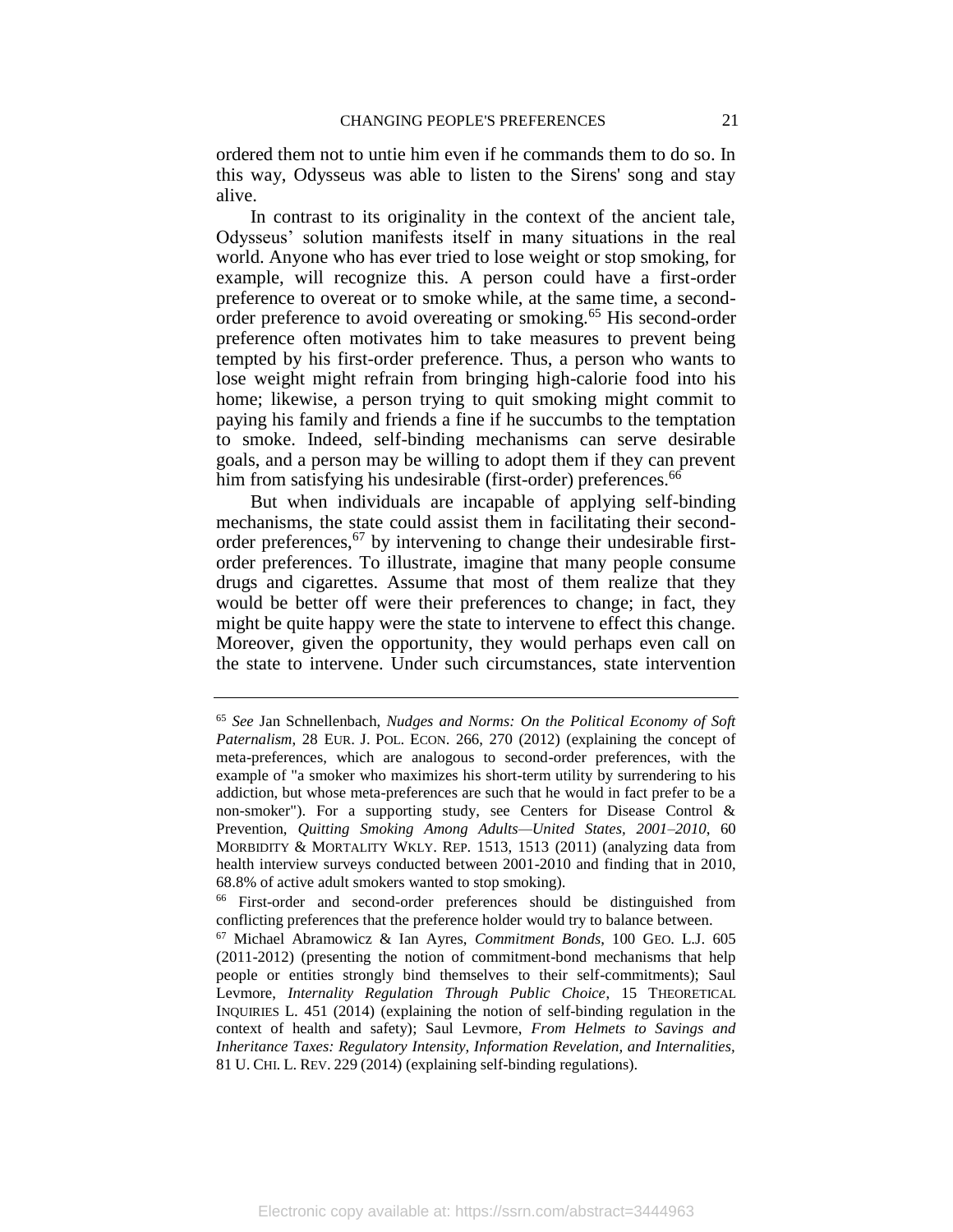ordered them not to untie him even if he commands them to do so. In this way, Odysseus was able to listen to the Sirens' song and stay alive.

In contrast to its originality in the context of the ancient tale, Odysseus' solution manifests itself in many situations in the real world. Anyone who has ever tried to lose weight or stop smoking, for example, will recognize this. A person could have a first-order preference to overeat or to smoke while, at the same time, a second-order preference to avoid overeating or smoking.[65] His second-order preference often motivates him to take measures to prevent being tempted by his first-order preference. Thus, a person who wants to lose weight might refrain from bringing high-calorie food into his home; likewise, a person trying to quit smoking might commit to paying his family and friends a fine if he succumbs to the temptation to smoke. Indeed, self-binding mechanisms can serve desirable goals, and a person may be willing to adopt them if they can prevent him from satisfying his undesirable (first-order) preferences.[66]

But when individuals are incapable of applying self-binding mechanisms, the state could assist them in facilitating their second-order preferences,[67] by intervening to change their undesirable first-order preferences. To illustrate, imagine that many people consume drugs and cigarettes. Assume that most of them realize that they would be better off were their preferences to change; in fact, they might be quite happy were the state to intervene to effect this change. Moreover, given the opportunity, they would perhaps even call on the state to intervene. Under such circumstances, state intervention

---

[65] *See* Jan Schnellenbach, *Nudges and Norms: On the Political Economy of Soft Paternalism*, 28 EUR. J. POL. ECON. 266, 270 (2012) (explaining the concept of meta-preferences, which are analogous to second-order preferences, with the example of "a smoker who maximizes his short-term utility by surrendering to his addiction, but whose meta-preferences are such that he would in fact prefer to be a non-smoker"). For a supporting study, see Centers for Disease Control & Prevention, *Quitting Smoking Among Adults—United States, 2001–2010*, 60 MORBIDITY & MORTALITY WKLY. REP. 1513, 1513 (2011) (analyzing data from health interview surveys conducted between 2001-2010 and finding that in 2010, 68.8% of active adult smokers wanted to stop smoking).

[66] First-order and second-order preferences should be distinguished from conflicting preferences that the preference holder would try to balance between.

[67] Michael Abramowicz & Ian Ayres, *Commitment Bonds*, 100 GEO. L.J. 605 (2011-2012) (presenting the notion of commitment-bond mechanisms that help people or entities strongly bind themselves to their self-commitments); Saul Levmore, *Internality Regulation Through Public Choice*, 15 THEORETICAL INQUIRIES L. 451 (2014) (explaining the notion of self-binding regulation in the context of health and safety); Saul Levmore, *From Helmets to Savings and Inheritance Taxes: Regulatory Intensity, Information Revelation, and Internalities,* 81 U. CHI. L. REV. 229 (2014) (explaining self-binding regulations).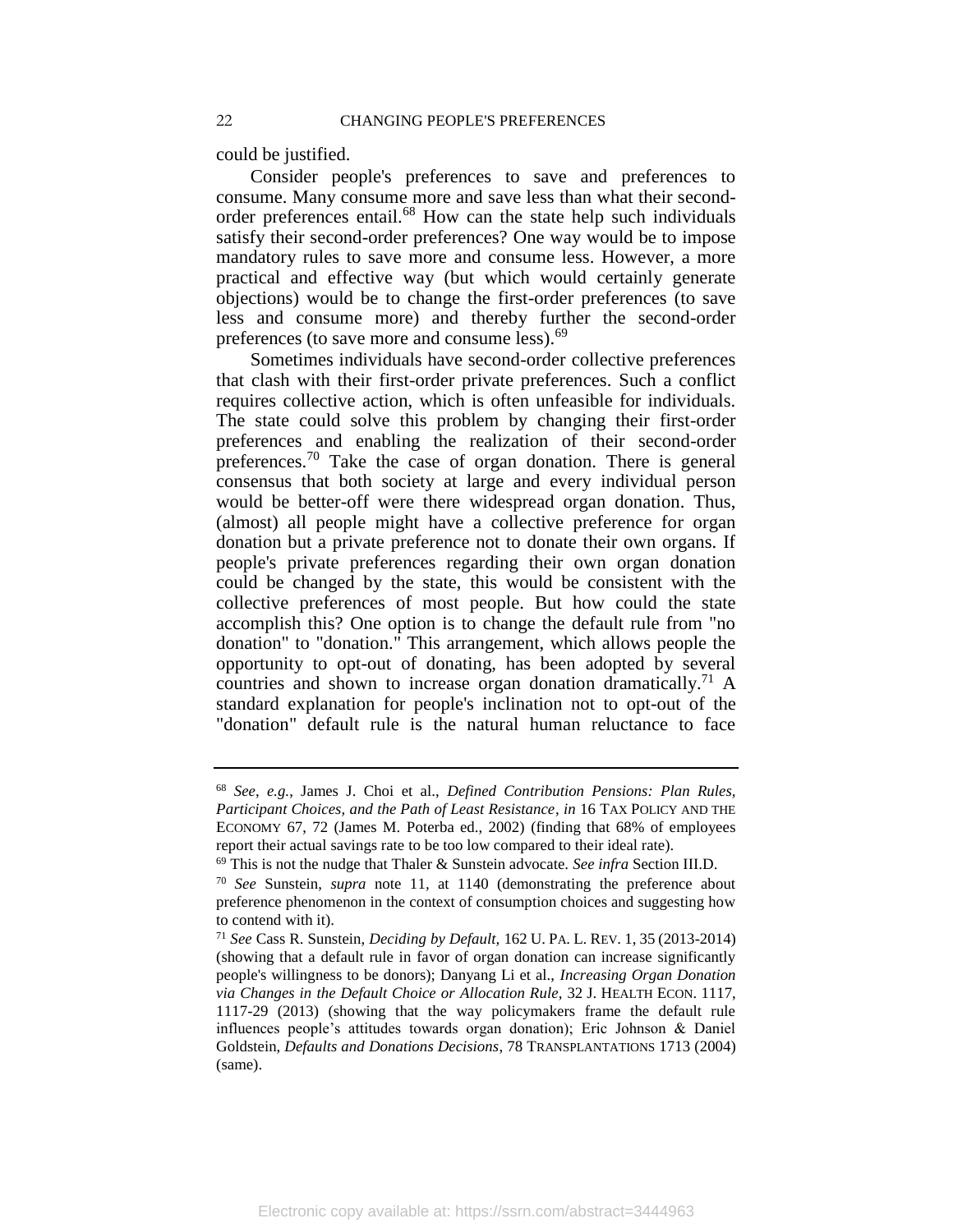could be justified.

Consider people's preferences to save and preferences to consume. Many consume more and save less than what their second-order preferences entail.[68] How can the state help such individuals satisfy their second-order preferences? One way would be to impose mandatory rules to save more and consume less. However, a more practical and effective way (but which would certainly generate objections) would be to change the first-order preferences (to save less and consume more) and thereby further the second-order preferences (to save more and consume less).[69]

Sometimes individuals have second-order collective preferences that clash with their first-order private preferences. Such a conflict requires collective action, which is often unfeasible for individuals. The state could solve this problem by changing their first-order preferences and enabling the realization of their second-order preferences.[70] Take the case of organ donation. There is general consensus that both society at large and every individual person would be better-off were there widespread organ donation. Thus, (almost) all people might have a collective preference for organ donation but a private preference not to donate their own organs. If people's private preferences regarding their own organ donation could be changed by the state, this would be consistent with the collective preferences of most people. But how could the state accomplish this? One option is to change the default rule from "no donation" to "donation." This arrangement, which allows people the opportunity to opt-out of donating, has been adopted by several countries and shown to increase organ donation dramatically.[71] A standard explanation for people's inclination not to opt-out of the "donation" default rule is the natural human reluctance to face

---

[68] *See*, *e.g.*, James J. Choi et al., *Defined Contribution Pensions: Plan Rules, Participant Choices, and the Path of Least Resistance*, *in* 16 TAX POLICY AND THE ECONOMY 67, 72 (James M. Poterba ed., 2002) (finding that 68% of employees report their actual savings rate to be too low compared to their ideal rate).

[69] This is not the nudge that Thaler & Sunstein advocate. *See infra* Section III.D.

[70] *See* Sunstein, *supra* note 11, at 1140 (demonstrating the preference about preference phenomenon in the context of consumption choices and suggesting how to contend with it).

[71] *See* Cass R. Sunstein, *Deciding by Default*, 162 U. PA. L. REV. 1, 35 (2013-2014) (showing that a default rule in favor of organ donation can increase significantly people's willingness to be donors); Danyang Li et al., *Increasing Organ Donation via Changes in the Default Choice or Allocation Rule*, 32 J. HEALTH ECON. 1117, 1117-29 (2013) (showing that the way policymakers frame the default rule influences people's attitudes towards organ donation); Eric Johnson & Daniel Goldstein, *Defaults and Donations Decisions*, 78 TRANSPLANTATIONS 1713 (2004) (same).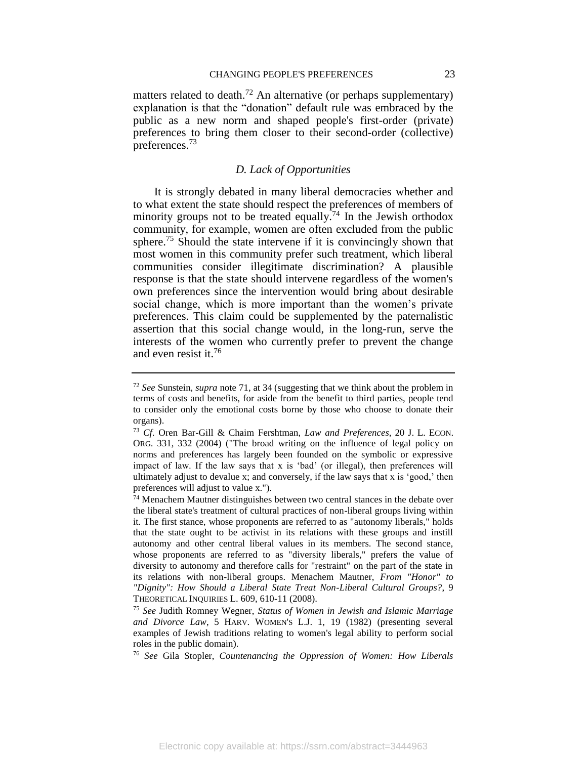matters related to death.[72] An alternative (or perhaps supplementary) explanation is that the “donation” default rule was embraced by the public as a new norm and shaped people's first-order (private) preferences to bring them closer to their second-order (collective) preferences.[73]

### *D. Lack of Opportunities*

It is strongly debated in many liberal democracies whether and to what extent the state should respect the preferences of members of minority groups not to be treated equally.[74] In the Jewish orthodox community, for example, women are often excluded from the public sphere.[75] Should the state intervene if it is convincingly shown that most women in this community prefer such treatment, which liberal communities consider illegitimate discrimination? A plausible response is that the state should intervene regardless of the women's own preferences since the intervention would bring about desirable social change, which is more important than the women’s private preferences. This claim could be supplemented by the paternalistic assertion that this social change would, in the long-run, serve the interests of the women who currently prefer to prevent the change and even resist it.[76]

---

[72] *See* Sunstein, *supra* note 71, at 34 (suggesting that we think about the problem in terms of costs and benefits, for aside from the benefit to third parties, people tend to consider only the emotional costs borne by those who choose to donate their organs).

[73] *Cf.* Oren Bar-Gill & Chaim Fershtman, *Law and Preferences*, 20 J. L. ECON. ORG. 331, 332 (2004) ("The broad writing on the influence of legal policy on norms and preferences has largely been founded on the symbolic or expressive impact of law. If the law says that x is ‘bad’ (or illegal), then preferences will ultimately adjust to devalue x; and conversely, if the law says that x is ‘good,’ then preferences will adjust to value x.").

[74] Menachem Mautner distinguishes between two central stances in the debate over the liberal state's treatment of cultural practices of non-liberal groups living within it. The first stance, whose proponents are referred to as "autonomy liberals," holds that the state ought to be activist in its relations with these groups and instill autonomy and other central liberal values in its members. The second stance, whose proponents are referred to as "diversity liberals," prefers the value of diversity to autonomy and therefore calls for "restraint" on the part of the state in its relations with non-liberal groups. Menachem Mautner, *From "Honor" to "Dignity": How Should a Liberal State Treat Non-Liberal Cultural Groups?*, 9 THEORETICAL INQUIRIES L. 609, 610-11 (2008).

[75] *See* Judith Romney Wegner, *Status of Women in Jewish and Islamic Marriage and Divorce Law*, 5 HARV. WOMEN'S L.J. 1, 19 (1982) (presenting several examples of Jewish traditions relating to women's legal ability to perform social roles in the public domain).

[76] *See* Gila Stopler, *Countenancing the Oppression of Women: How Liberals*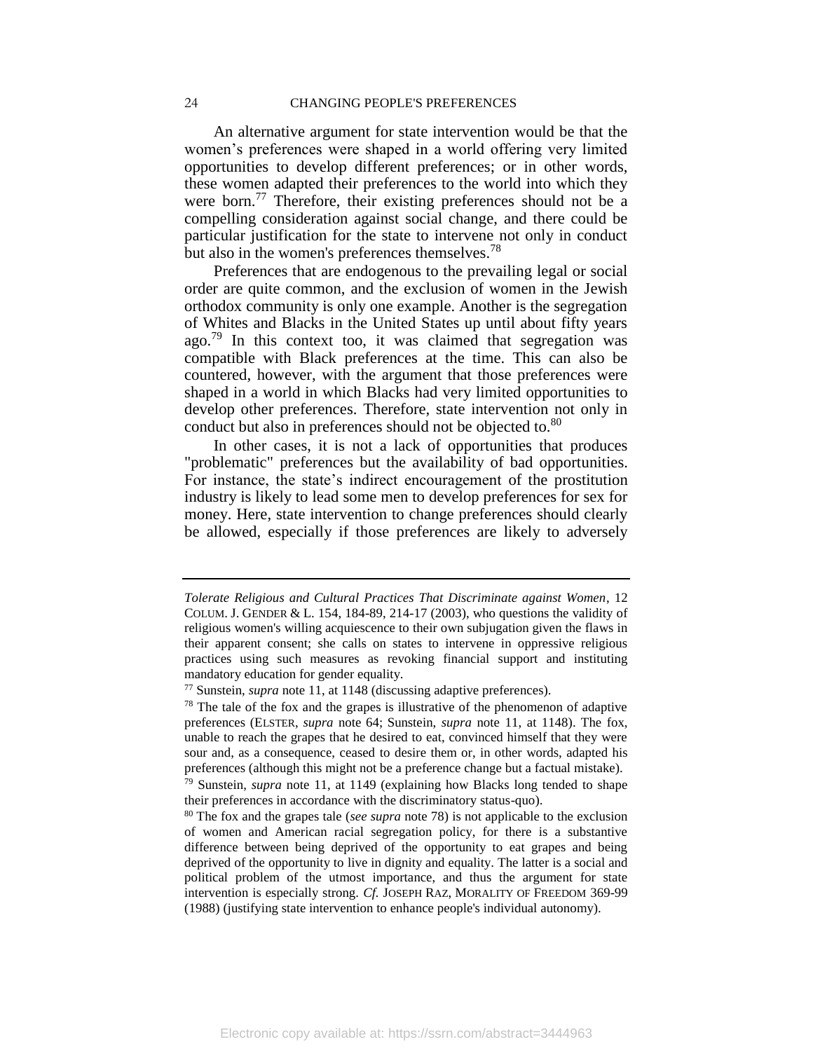An alternative argument for state intervention would be that the women's preferences were shaped in a world offering very limited opportunities to develop different preferences; or in other words, these women adapted their preferences to the world into which they were born.[77] Therefore, their existing preferences should not be a compelling consideration against social change, and there could be particular justification for the state to intervene not only in conduct but also in the women's preferences themselves.[78]

Preferences that are endogenous to the prevailing legal or social order are quite common, and the exclusion of women in the Jewish orthodox community is only one example. Another is the segregation of Whites and Blacks in the United States up until about fifty years ago.[79] In this context too, it was claimed that segregation was compatible with Black preferences at the time. This can also be countered, however, with the argument that those preferences were shaped in a world in which Blacks had very limited opportunities to develop other preferences. Therefore, state intervention not only in conduct but also in preferences should not be objected to.[80]

In other cases, it is not a lack of opportunities that produces "problematic" preferences but the availability of bad opportunities. For instance, the state's indirect encouragement of the prostitution industry is likely to lead some men to develop preferences for sex for money. Here, state intervention to change preferences should clearly be allowed, especially if those preferences are likely to adversely

---

*Tolerate Religious and Cultural Practices That Discriminate against Women*, 12 COLUM. J. GENDER & L. 154, 184-89, 214-17 (2003), who questions the validity of religious women's willing acquiescence to their own subjugation given the flaws in their apparent consent; she calls on states to intervene in oppressive religious practices using such measures as revoking financial support and instituting mandatory education for gender equality.

[77] Sunstein, *supra* note 11, at 1148 (discussing adaptive preferences).

[78] The tale of the fox and the grapes is illustrative of the phenomenon of adaptive preferences (ELSTER, *supra* note 64; Sunstein, *supra* note 11, at 1148). The fox, unable to reach the grapes that he desired to eat, convinced himself that they were sour and, as a consequence, ceased to desire them or, in other words, adapted his preferences (although this might not be a preference change but a factual mistake).

[79] Sunstein, *supra* note 11, at 1149 (explaining how Blacks long tended to shape their preferences in accordance with the discriminatory status-quo).

[80] The fox and the grapes tale (*see supra* note 78) is not applicable to the exclusion of women and American racial segregation policy, for there is a substantive difference between being deprived of the opportunity to eat grapes and being deprived of the opportunity to live in dignity and equality. The latter is a social and political problem of the utmost importance, and thus the argument for state intervention is especially strong. *Cf.* JOSEPH RAZ, MORALITY OF FREEDOM 369-99 (1988) (justifying state intervention to enhance people's individual autonomy).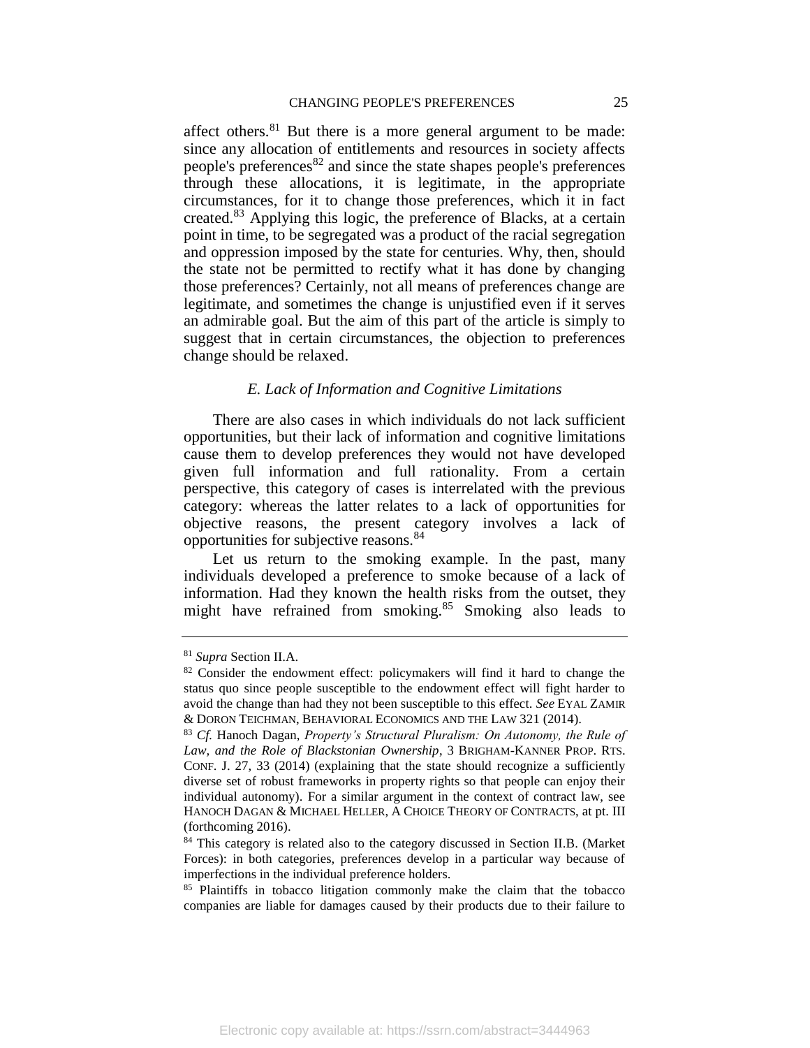affect others.[81] But there is a more general argument to be made: since any allocation of entitlements and resources in society affects people's preferences[82] and since the state shapes people's preferences through these allocations, it is legitimate, in the appropriate circumstances, for it to change those preferences, which it in fact created.[83] Applying this logic, the preference of Blacks, at a certain point in time, to be segregated was a product of the racial segregation and oppression imposed by the state for centuries. Why, then, should the state not be permitted to rectify what it has done by changing those preferences? Certainly, not all means of preferences change are legitimate, and sometimes the change is unjustified even if it serves an admirable goal. But the aim of this part of the article is simply to suggest that in certain circumstances, the objection to preferences change should be relaxed.

### *E. Lack of Information and Cognitive Limitations*

There are also cases in which individuals do not lack sufficient opportunities, but their lack of information and cognitive limitations cause them to develop preferences they would not have developed given full information and full rationality. From a certain perspective, this category of cases is interrelated with the previous category: whereas the latter relates to a lack of opportunities for objective reasons, the present category involves a lack of opportunities for subjective reasons.[84]

Let us return to the smoking example. In the past, many individuals developed a preference to smoke because of a lack of information. Had they known the health risks from the outset, they might have refrained from smoking.[85] Smoking also leads to

---

[81] *Supra* Section II.A.

[82] Consider the endowment effect: policymakers will find it hard to change the status quo since people susceptible to the endowment effect will fight harder to avoid the change than had they not been susceptible to this effect. *See* EYAL ZAMIR & DORON TEICHMAN, BEHAVIORAL ECONOMICS AND THE LAW 321 (2014).

[83] *Cf.* Hanoch Dagan, *Property's Structural Pluralism: On Autonomy, the Rule of Law, and the Role of Blackstonian Ownership*, 3 BRIGHAM-KANNER PROP. RTS. CONF. J. 27, 33 (2014) (explaining that the state should recognize a sufficiently diverse set of robust frameworks in property rights so that people can enjoy their individual autonomy). For a similar argument in the context of contract law, see HANOCH DAGAN & MICHAEL HELLER, A CHOICE THEORY OF CONTRACTS, at pt. III (forthcoming 2016).

[84] This category is related also to the category discussed in Section II.B. (Market Forces): in both categories, preferences develop in a particular way because of imperfections in the individual preference holders.

[85] Plaintiffs in tobacco litigation commonly make the claim that the tobacco companies are liable for damages caused by their products due to their failure to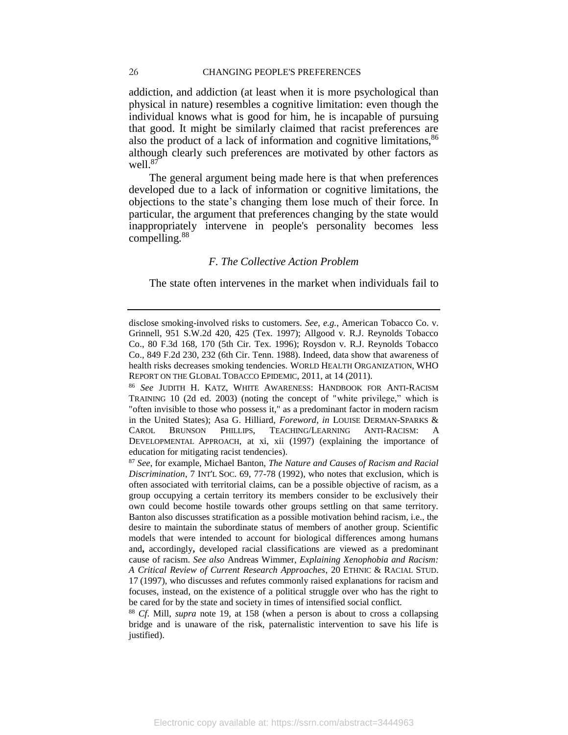addiction, and addiction (at least when it is more psychological than physical in nature) resembles a cognitive limitation: even though the individual knows what is good for him, he is incapable of pursuing that good. It might be similarly claimed that racist preferences are also the product of a lack of information and cognitive limitations,[86] although clearly such preferences are motivated by other factors as well.[87]

The general argument being made here is that when preferences developed due to a lack of information or cognitive limitations, the objections to the state's changing them lose much of their force. In particular, the argument that preferences changing by the state would inappropriately intervene in people's personality becomes less compelling.[88]

### *F. The Collective Action Problem*

The state often intervenes in the market when individuals fail to

---

disclose smoking-involved risks to customers. *See*, *e.g.*, American Tobacco Co. v. Grinnell, 951 S.W.2d 420, 425 (Tex. 1997); Allgood v. R.J. Reynolds Tobacco Co., 80 F.3d 168, 170 (5th Cir. Tex. 1996); Roysdon v. R.J. Reynolds Tobacco Co., 849 F.2d 230, 232 (6th Cir. Tenn. 1988). Indeed, data show that awareness of health risks decreases smoking tendencies. WORLD HEALTH ORGANIZATION, WHO REPORT ON THE GLOBAL TOBACCO EPIDEMIC, 2011, at 14 (2011).

[86] *See* JUDITH H. KATZ, WHITE AWARENESS: HANDBOOK FOR ANTI-RACISM TRAINING 10 (2d ed. 2003) (noting the concept of "white privilege," which is "often invisible to those who possess it," as a predominant factor in modern racism in the United States); Asa G. Hilliard, *Foreword*, *in* LOUISE DERMAN-SPARKS & CAROL BRUNSON PHILLIPS, TEACHING/LEARNING ANTI-RACISM: A DEVELOPMENTAL APPROACH, at xi, xii (1997) (explaining the importance of education for mitigating racist tendencies).

[87] *See*, for example, Michael Banton, *The Nature and Causes of Racism and Racial Discrimination*, 7 INT'L SOC. 69, 77-78 (1992), who notes that exclusion, which is often associated with territorial claims, can be a possible objective of racism, as a group occupying a certain territory its members consider to be exclusively their own could become hostile towards other groups settling on that same territory. Banton also discusses stratification as a possible motivation behind racism, i.e., the desire to maintain the subordinate status of members of another group. Scientific models that were intended to account for biological differences among humans and**,** accordingly**,** developed racial classifications are viewed as a predominant cause of racism. *See also* Andreas Wimmer, *Explaining Xenophobia and Racism: A Critical Review of Current Research Approaches*, 20 ETHNIC & RACIAL STUD. 17 (1997), who discusses and refutes commonly raised explanations for racism and focuses, instead, on the existence of a political struggle over who has the right to be cared for by the state and society in times of intensified social conflict.

[88] *Cf*. Mill, *supra* note 19, at 158 (when a person is about to cross a collapsing bridge and is unaware of the risk, paternalistic intervention to save his life is justified).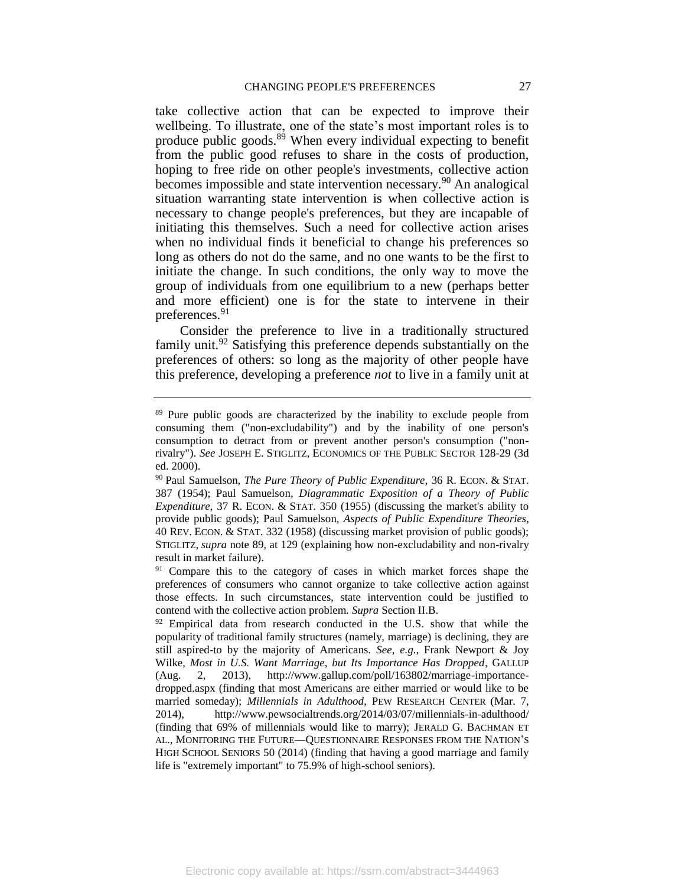take collective action that can be expected to improve their wellbeing. To illustrate, one of the state's most important roles is to produce public goods.[89] When every individual expecting to benefit from the public good refuses to share in the costs of production, hoping to free ride on other people's investments, collective action becomes impossible and state intervention necessary.[90] An analogical situation warranting state intervention is when collective action is necessary to change people's preferences, but they are incapable of initiating this themselves. Such a need for collective action arises when no individual finds it beneficial to change his preferences so long as others do not do the same, and no one wants to be the first to initiate the change. In such conditions, the only way to move the group of individuals from one equilibrium to a new (perhaps better and more efficient) one is for the state to intervene in their preferences.[91]

Consider the preference to live in a traditionally structured family unit.[92] Satisfying this preference depends substantially on the preferences of others: so long as the majority of other people have this preference, developing a preference *not* to live in a family unit at

---

[89] Pure public goods are characterized by the inability to exclude people from consuming them ("non-excludability") and by the inability of one person's consumption to detract from or prevent another person's consumption ("non-rivalry"). *See* JOSEPH E. STIGLITZ, ECONOMICS OF THE PUBLIC SECTOR 128-29 (3d ed. 2000).

[90] Paul Samuelson, *The Pure Theory of Public Expenditure*, 36 R. ECON. & STAT. 387 (1954); Paul Samuelson, *Diagrammatic Exposition of a Theory of Public Expenditure*, 37 R. ECON. & STAT. 350 (1955) (discussing the market's ability to provide public goods); Paul Samuelson, *Aspects of Public Expenditure Theories*, 40 REV. ECON. & STAT. 332 (1958) (discussing market provision of public goods); STIGLITZ, *supra* note 89, at 129 (explaining how non-excludability and non-rivalry result in market failure).

[91] Compare this to the category of cases in which market forces shape the preferences of consumers who cannot organize to take collective action against those effects. In such circumstances, state intervention could be justified to contend with the collective action problem. *Supra* Section II.B.

[92] Empirical data from research conducted in the U.S. show that while the popularity of traditional family structures (namely, marriage) is declining, they are still aspired-to by the majority of Americans. *See, e.g.*, Frank Newport & Joy Wilke, *Most in U.S. Want Marriage, but Its Importance Has Dropped*, GALLUP (Aug. 2, 2013), http://www.gallup.com/poll/163802/marriage-importance-dropped.aspx (finding that most Americans are either married or would like to be married someday); *Millennials in Adulthood*, PEW RESEARCH CENTER (Mar. 7, 2014), http://www.pewsocialtrends.org/2014/03/07/millennials-in-adulthood/ (finding that 69% of millennials would like to marry); JERALD G. BACHMAN ET AL., MONITORING THE FUTURE—QUESTIONNAIRE RESPONSES FROM THE NATION'S HIGH SCHOOL SENIORS 50 (2014) (finding that having a good marriage and family life is "extremely important" to 75.9% of high-school seniors).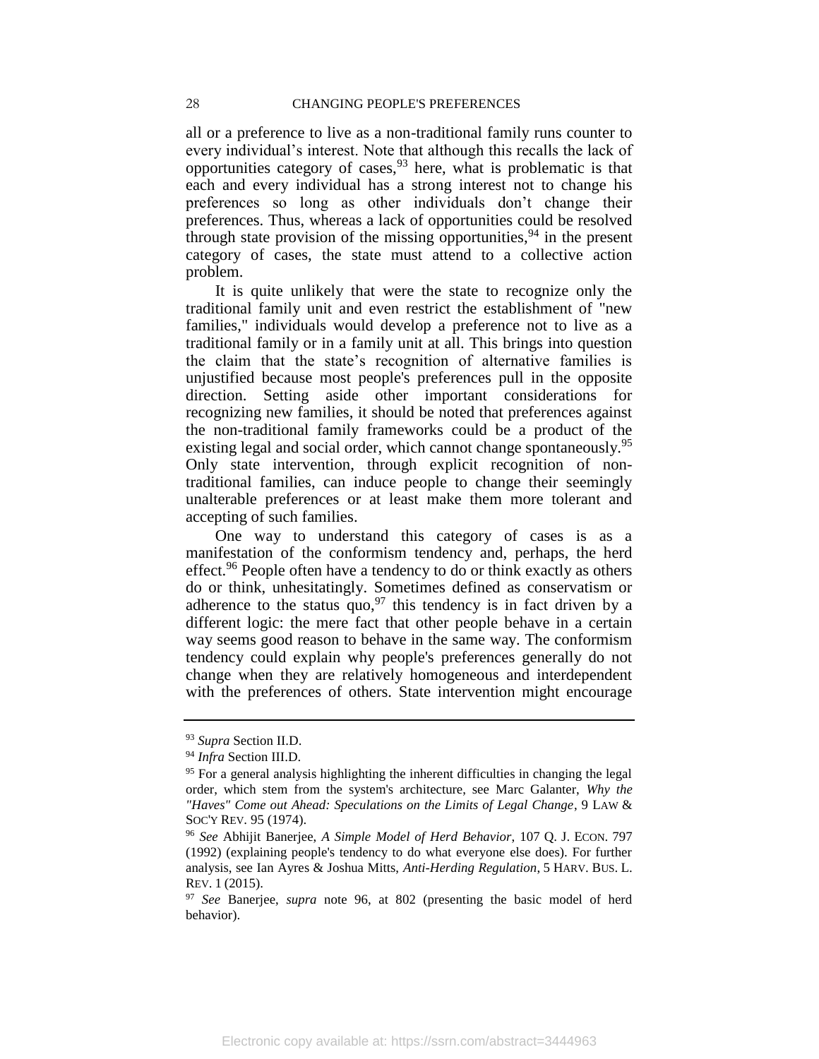all or a preference to live as a non-traditional family runs counter to every individual's interest. Note that although this recalls the lack of opportunities category of cases,[93] here, what is problematic is that each and every individual has a strong interest not to change his preferences so long as other individuals don't change their preferences. Thus, whereas a lack of opportunities could be resolved through state provision of the missing opportunities,[94] in the present category of cases, the state must attend to a collective action problem.

It is quite unlikely that were the state to recognize only the traditional family unit and even restrict the establishment of "new families," individuals would develop a preference not to live as a traditional family or in a family unit at all. This brings into question the claim that the state's recognition of alternative families is unjustified because most people's preferences pull in the opposite direction. Setting aside other important considerations for recognizing new families, it should be noted that preferences against the non-traditional family frameworks could be a product of the existing legal and social order, which cannot change spontaneously.[95] Only state intervention, through explicit recognition of non-traditional families, can induce people to change their seemingly unalterable preferences or at least make them more tolerant and accepting of such families.

One way to understand this category of cases is as a manifestation of the conformism tendency and, perhaps, the herd effect.[96] People often have a tendency to do or think exactly as others do or think, unhesitatingly. Sometimes defined as conservatism or adherence to the status quo,[97] this tendency is in fact driven by a different logic: the mere fact that other people behave in a certain way seems good reason to behave in the same way. The conformism tendency could explain why people's preferences generally do not change when they are relatively homogeneous and interdependent with the preferences of others. State intervention might encourage

---

[93] *Supra* Section II.D.

[94] *Infra* Section III.D.

[95] For a general analysis highlighting the inherent difficulties in changing the legal order, which stem from the system's architecture, see Marc Galanter, *Why the "Haves" Come out Ahead: Speculations on the Limits of Legal Change*, 9 LAW & SOC'Y REV. 95 (1974).

[96] *See* Abhijit Banerjee, *A Simple Model of Herd Behavior*, 107 Q. J. ECON. 797 (1992) (explaining people's tendency to do what everyone else does). For further analysis, see Ian Ayres & Joshua Mitts, *Anti-Herding Regulation*, 5 HARV. BUS. L. REV. 1 (2015).

[97] *See* Banerjee, *supra* note 96, at 802 (presenting the basic model of herd behavior).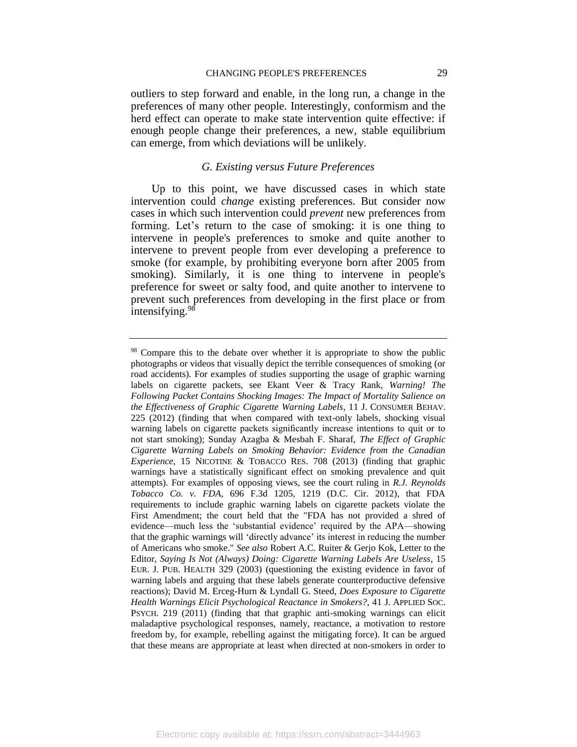outliers to step forward and enable, in the long run, a change in the preferences of many other people. Interestingly, conformism and the herd effect can operate to make state intervention quite effective: if enough people change their preferences, a new, stable equilibrium can emerge, from which deviations will be unlikely.

### *G. Existing versus Future Preferences*

Up to this point, we have discussed cases in which state intervention could *change* existing preferences. But consider now cases in which such intervention could *prevent* new preferences from forming. Let's return to the case of smoking: it is one thing to intervene in people's preferences to smoke and quite another to intervene to prevent people from ever developing a preference to smoke (for example, by prohibiting everyone born after 2005 from smoking). Similarly, it is one thing to intervene in people's preference for sweet or salty food, and quite another to intervene to prevent such preferences from developing in the first place or from intensifying.[98]

---

[98] Compare this to the debate over whether it is appropriate to show the public photographs or videos that visually depict the terrible consequences of smoking (or road accidents). For examples of studies supporting the usage of graphic warning labels on cigarette packets, see Ekant Veer & Tracy Rank, *Warning! The Following Packet Contains Shocking Images: The Impact of Mortality Salience on the Effectiveness of Graphic Cigarette Warning Labels*, 11 J. CONSUMER BEHAV. 225 (2012) (finding that when compared with text-only labels, shocking visual warning labels on cigarette packets significantly increase intentions to quit or to not start smoking); Sunday Azagba & Mesbah F. Sharaf, *The Effect of Graphic Cigarette Warning Labels on Smoking Behavior: Evidence from the Canadian Experience*, 15 NICOTINE & TOBACCO RES. 708 (2013) (finding that graphic warnings have a statistically significant effect on smoking prevalence and quit attempts). For examples of opposing views, see the court ruling in *R.J. Reynolds Tobacco Co. v. FDA*, 696 F.3d 1205, 1219 (D.C. Cir. 2012), that FDA requirements to include graphic warning labels on cigarette packets violate the First Amendment; the court held that the "FDA has not provided a shred of evidence—much less the 'substantial evidence' required by the APA—showing that the graphic warnings will 'directly advance' its interest in reducing the number of Americans who smoke." *See also* Robert A.C. Ruiter & Gerjo Kok, Letter to the Editor, *Saying Is Not (Always) Doing: Cigarette Warning Labels Are Useless*, 15 EUR. J. PUB. HEALTH 329 (2003) (questioning the existing evidence in favor of warning labels and arguing that these labels generate counterproductive defensive reactions); David M. Erceg-Hurn & Lyndall G. Steed, *Does Exposure to Cigarette Health Warnings Elicit Psychological Reactance in Smokers?*, 41 J. APPLIED SOC. PSYCH. 219 (2011) (finding that that graphic anti-smoking warnings can elicit maladaptive psychological responses, namely, reactance, a motivation to restore freedom by, for example, rebelling against the mitigating force). It can be argued that these means are appropriate at least when directed at non-smokers in order to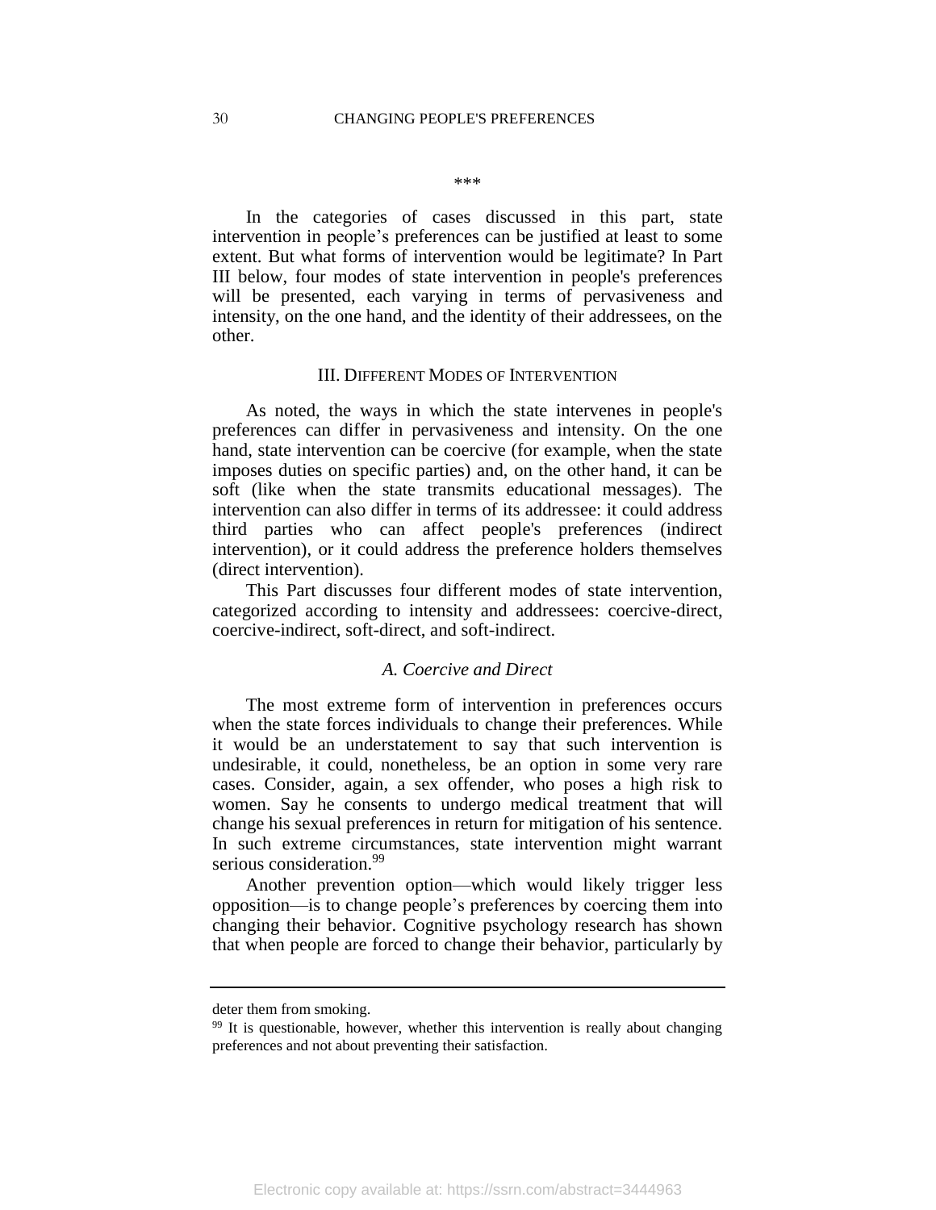\*\*\*

In the categories of cases discussed in this part, state intervention in people's preferences can be justified at least to some extent. But what forms of intervention would be legitimate? In Part III below, four modes of state intervention in people's preferences will be presented, each varying in terms of pervasiveness and intensity, on the one hand, and the identity of their addressees, on the other.

## III. Different Modes of Intervention

As noted, the ways in which the state intervenes in people's preferences can differ in pervasiveness and intensity. On the one hand, state intervention can be coercive (for example, when the state imposes duties on specific parties) and, on the other hand, it can be soft (like when the state transmits educational messages). The intervention can also differ in terms of its addressee: it could address third parties who can affect people's preferences (indirect intervention), or it could address the preference holders themselves (direct intervention).

This Part discusses four different modes of state intervention, categorized according to intensity and addressees: coercive-direct, coercive-indirect, soft-direct, and soft-indirect.

### *A. Coercive and Direct*

The most extreme form of intervention in preferences occurs when the state forces individuals to change their preferences. While it would be an understatement to say that such intervention is undesirable, it could, nonetheless, be an option in some very rare cases. Consider, again, a sex offender, who poses a high risk to women. Say he consents to undergo medical treatment that will change his sexual preferences in return for mitigation of his sentence. In such extreme circumstances, state intervention might warrant serious consideration.[99]

Another prevention option—which would likely trigger less opposition—is to change people's preferences by coercing them into changing their behavior. Cognitive psychology research has shown that when people are forced to change their behavior, particularly by

---

deter them from smoking.

[99] It is questionable, however, whether this intervention is really about changing preferences and not about preventing their satisfaction.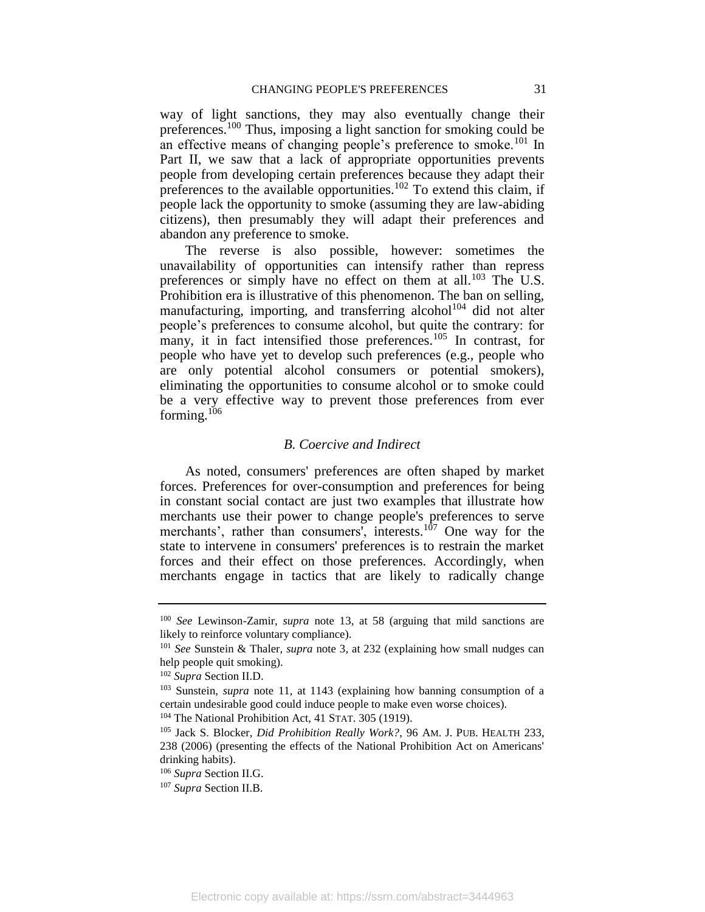way of light sanctions, they may also eventually change their preferences.[100] Thus, imposing a light sanction for smoking could be an effective means of changing people's preference to smoke.[101] In Part II, we saw that a lack of appropriate opportunities prevents people from developing certain preferences because they adapt their preferences to the available opportunities.[102] To extend this claim, if people lack the opportunity to smoke (assuming they are law-abiding citizens), then presumably they will adapt their preferences and abandon any preference to smoke.

The reverse is also possible, however: sometimes the unavailability of opportunities can intensify rather than repress preferences or simply have no effect on them at all.[103] The U.S. Prohibition era is illustrative of this phenomenon. The ban on selling, manufacturing, importing, and transferring alcohol[104] did not alter people's preferences to consume alcohol, but quite the contrary: for many, it in fact intensified those preferences.[105] In contrast, for people who have yet to develop such preferences (e.g., people who are only potential alcohol consumers or potential smokers), eliminating the opportunities to consume alcohol or to smoke could be a very effective way to prevent those preferences from ever forming.[106]

### *B. Coercive and Indirect*

As noted, consumers' preferences are often shaped by market forces. Preferences for over-consumption and preferences for being in constant social contact are just two examples that illustrate how merchants use their power to change people's preferences to serve merchants', rather than consumers', interests.[107] One way for the state to intervene in consumers' preferences is to restrain the market forces and their effect on those preferences. Accordingly, when merchants engage in tactics that are likely to radically change

---

[100] *See* Lewinson-Zamir, *supra* note 13, at 58 (arguing that mild sanctions are likely to reinforce voluntary compliance).

[101] *See* Sunstein & Thaler, *supra* note 3, at 232 (explaining how small nudges can help people quit smoking).

[102] *Supra* Section II.D.

[103] Sunstein, *supra* note 11, at 1143 (explaining how banning consumption of a certain undesirable good could induce people to make even worse choices).

[104] The National Prohibition Act, 41 STAT. 305 (1919).

[105] Jack S. Blocker, *Did Prohibition Really Work?*, 96 AM. J. PUB. HEALTH 233, 238 (2006) (presenting the effects of the National Prohibition Act on Americans' drinking habits).

[106] *Supra* Section II.G.

[107] *Supra* Section II.B.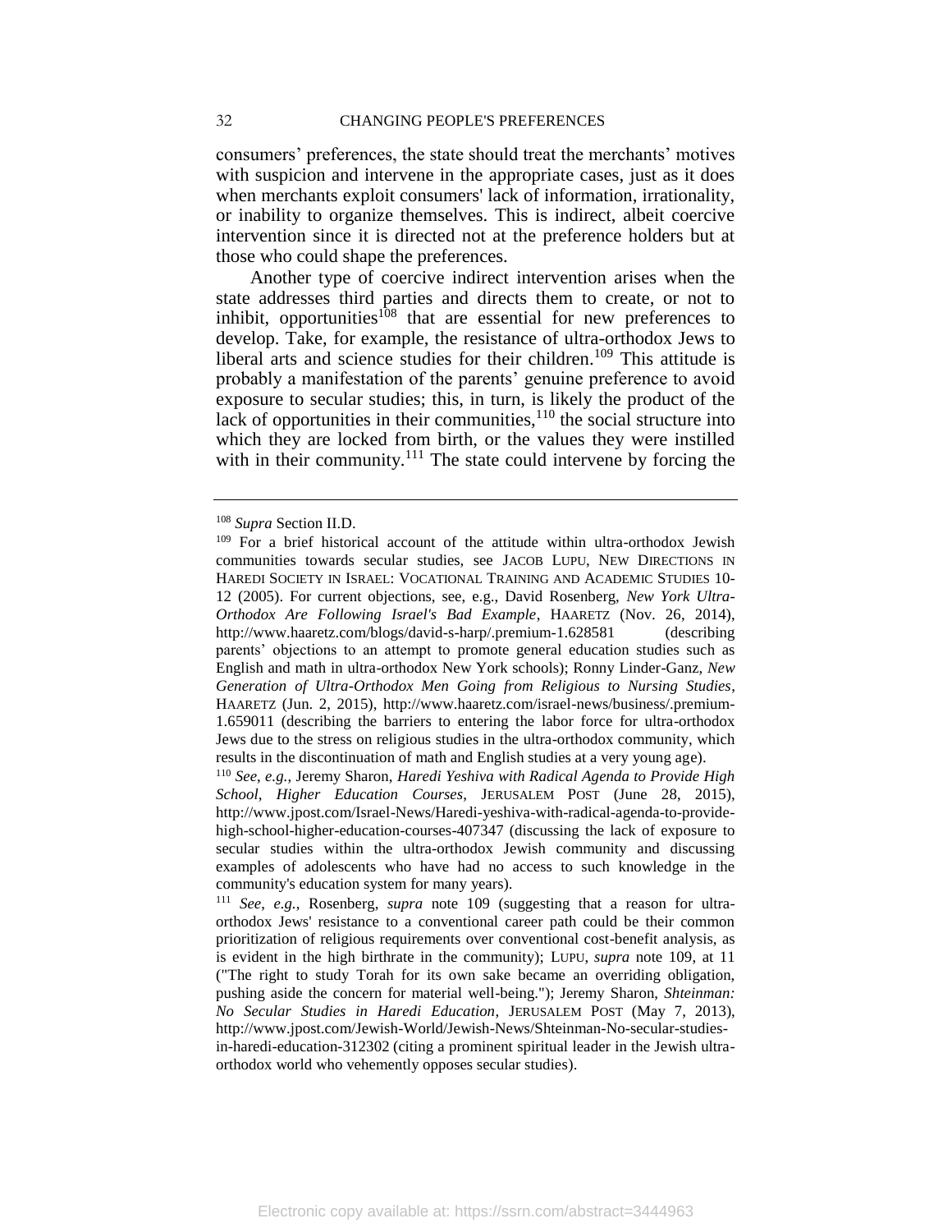consumers' preferences, the state should treat the merchants' motives with suspicion and intervene in the appropriate cases, just as it does when merchants exploit consumers' lack of information, irrationality, or inability to organize themselves. This is indirect, albeit coercive intervention since it is directed not at the preference holders but at those who could shape the preferences.

Another type of coercive indirect intervention arises when the state addresses third parties and directs them to create, or not to inhibit, opportunities[108] that are essential for new preferences to develop. Take, for example, the resistance of ultra-orthodox Jews to liberal arts and science studies for their children.[109] This attitude is probably a manifestation of the parents' genuine preference to avoid exposure to secular studies; this, in turn, is likely the product of the lack of opportunities in their communities,[110] the social structure into which they are locked from birth, or the values they were instilled with in their community.[111] The state could intervene by forcing the

---

[108] *Supra* Section II.D.

[109] For a brief historical account of the attitude within ultra-orthodox Jewish communities towards secular studies, see JACOB LUPU, NEW DIRECTIONS IN HAREDI SOCIETY IN ISRAEL: VOCATIONAL TRAINING AND ACADEMIC STUDIES 10-12 (2005). For current objections, see, e.g., David Rosenberg, *New York Ultra-Orthodox Are Following Israel's Bad Example*, HAARETZ (Nov. 26, 2014), http://www.haaretz.com/blogs/david-s-harp/.premium-1.628581 (describing parents' objections to an attempt to promote general education studies such as English and math in ultra-orthodox New York schools); Ronny Linder-Ganz, *New Generation of Ultra-Orthodox Men Going from Religious to Nursing Studies*, HAARETZ (Jun. 2, 2015), http://www.haaretz.com/israel-news/business/.premium-1.659011 (describing the barriers to entering the labor force for ultra-orthodox Jews due to the stress on religious studies in the ultra-orthodox community, which results in the discontinuation of math and English studies at a very young age).

[110] *See, e.g.*, Jeremy Sharon, *Haredi Yeshiva with Radical Agenda to Provide High School, Higher Education Courses*, JERUSALEM POST (June 28, 2015), http://www.jpost.com/Israel-News/Haredi-yeshiva-with-radical-agenda-to-provide-high-school-higher-education-courses-407347 (discussing the lack of exposure to secular studies within the ultra-orthodox Jewish community and discussing examples of adolescents who have had no access to such knowledge in the community's education system for many years).

[111] *See, e.g.*, Rosenberg, *supra* note 109 (suggesting that a reason for ultra-orthodox Jews' resistance to a conventional career path could be their common prioritization of religious requirements over conventional cost-benefit analysis, as is evident in the high birthrate in the community); LUPU, *supra* note 109, at 11 ("The right to study Torah for its own sake became an overriding obligation, pushing aside the concern for material well-being."); Jeremy Sharon, *Shteinman: No Secular Studies in Haredi Education*, JERUSALEM POST (May 7, 2013), http://www.jpost.com/Jewish-World/Jewish-News/Shteinman-No-secular-studies-in-haredi-education-312302 (citing a prominent spiritual leader in the Jewish ultra-orthodox world who vehemently opposes secular studies).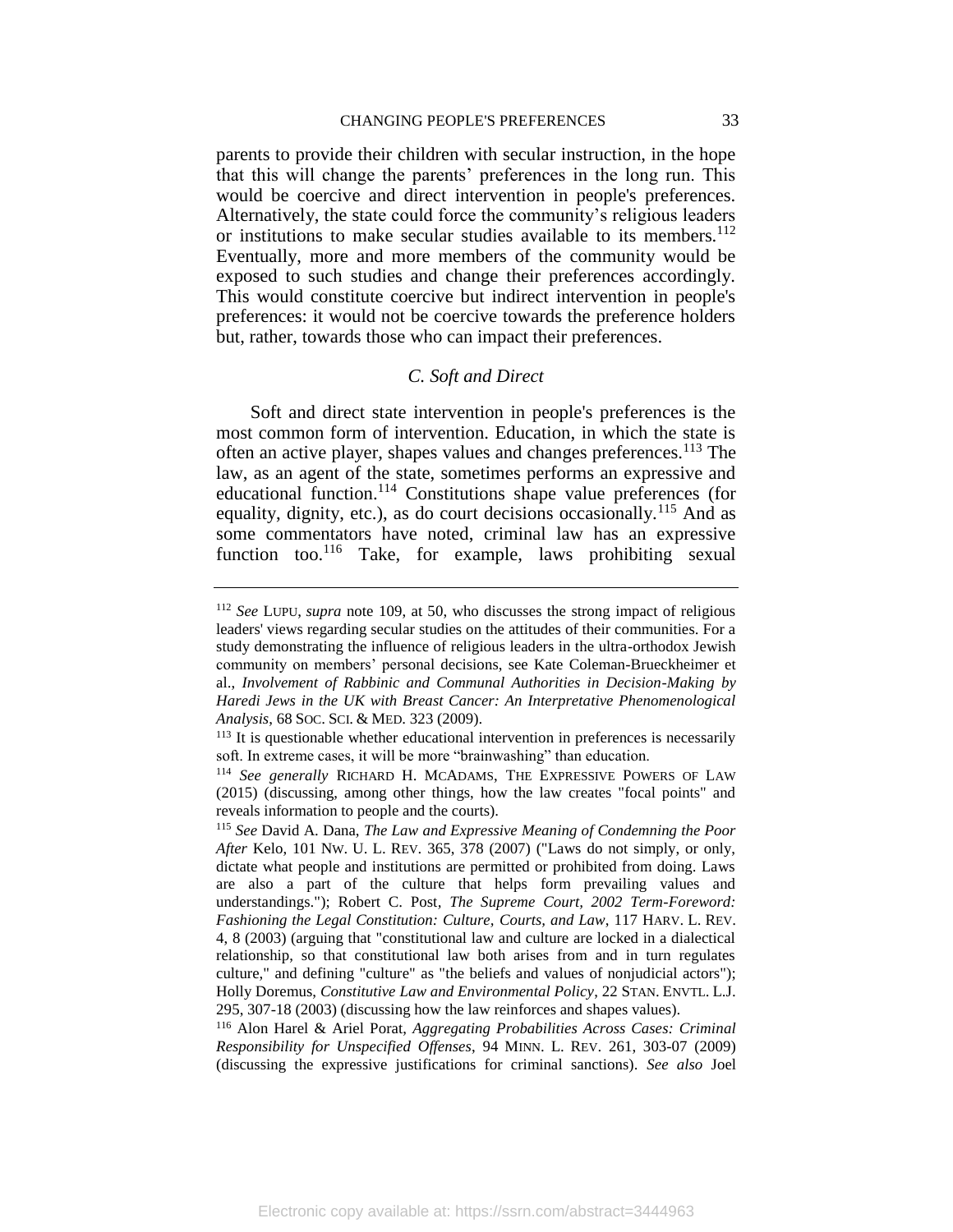parents to provide their children with secular instruction, in the hope that this will change the parents' preferences in the long run. This would be coercive and direct intervention in people's preferences. Alternatively, the state could force the community's religious leaders or institutions to make secular studies available to its members.[112] Eventually, more and more members of the community would be exposed to such studies and change their preferences accordingly. This would constitute coercive but indirect intervention in people's preferences: it would not be coercive towards the preference holders but, rather, towards those who can impact their preferences.

### *C. Soft and Direct*

Soft and direct state intervention in people's preferences is the most common form of intervention. Education, in which the state is often an active player, shapes values and changes preferences.[113] The law, as an agent of the state, sometimes performs an expressive and educational function.[114] Constitutions shape value preferences (for equality, dignity, etc.), as do court decisions occasionally.[115] And as some commentators have noted, criminal law has an expressive function too.[116] Take, for example, laws prohibiting sexual

---

[112] *See* LUPU, *supra* note 109, at 50, who discusses the strong impact of religious leaders' views regarding secular studies on the attitudes of their communities. For a study demonstrating the influence of religious leaders in the ultra-orthodox Jewish community on members' personal decisions, see Kate Coleman-Brueckheimer et al., *Involvement of Rabbinic and Communal Authorities in Decision-Making by Haredi Jews in the UK with Breast Cancer: An Interpretative Phenomenological Analysis*, 68 SOC. SCI. & MED. 323 (2009).

[113] It is questionable whether educational intervention in preferences is necessarily soft. In extreme cases, it will be more "brainwashing" than education.

[114] *See generally* RICHARD H. MCADAMS, THE EXPRESSIVE POWERS OF LAW (2015) (discussing, among other things, how the law creates "focal points" and reveals information to people and the courts).

[115] *See* David A. Dana, *The Law and Expressive Meaning of Condemning the Poor After* Kelo, 101 NW. U. L. REV. 365, 378 (2007) ("Laws do not simply, or only, dictate what people and institutions are permitted or prohibited from doing. Laws are also a part of the culture that helps form prevailing values and understandings."); Robert C. Post, *The Supreme Court, 2002 Term-Foreword: Fashioning the Legal Constitution: Culture, Courts, and Law*, 117 HARV. L. REV. 4, 8 (2003) (arguing that "constitutional law and culture are locked in a dialectical relationship, so that constitutional law both arises from and in turn regulates culture," and defining "culture" as "the beliefs and values of nonjudicial actors"); Holly Doremus, *Constitutive Law and Environmental Policy*, 22 STAN. ENVTL. L.J. 295, 307-18 (2003) (discussing how the law reinforces and shapes values).

[116] Alon Harel & Ariel Porat, *Aggregating Probabilities Across Cases: Criminal Responsibility for Unspecified Offenses*, 94 MINN. L. REV. 261, 303-07 (2009) (discussing the expressive justifications for criminal sanctions). *See also* Joel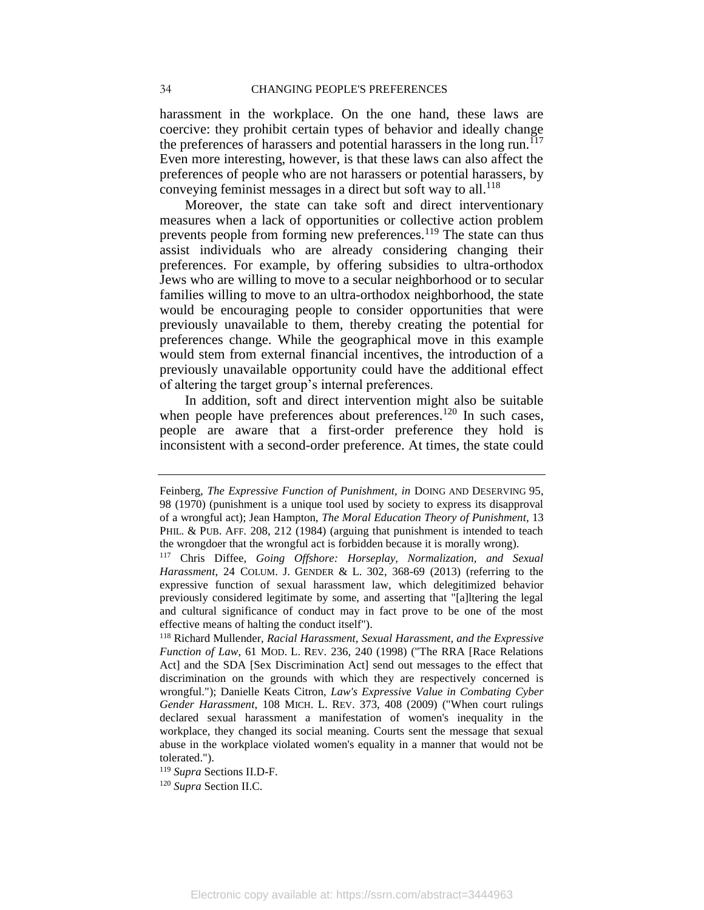harassment in the workplace. On the one hand, these laws are coercive: they prohibit certain types of behavior and ideally change the preferences of harassers and potential harassers in the long run.[117] Even more interesting, however, is that these laws can also affect the preferences of people who are not harassers or potential harassers, by conveying feminist messages in a direct but soft way to all.[118]

Moreover, the state can take soft and direct interventionary measures when a lack of opportunities or collective action problem prevents people from forming new preferences.[119] The state can thus assist individuals who are already considering changing their preferences. For example, by offering subsidies to ultra-orthodox Jews who are willing to move to a secular neighborhood or to secular families willing to move to an ultra-orthodox neighborhood, the state would be encouraging people to consider opportunities that were previously unavailable to them, thereby creating the potential for preferences change. While the geographical move in this example would stem from external financial incentives, the introduction of a previously unavailable opportunity could have the additional effect of altering the target group's internal preferences.

In addition, soft and direct intervention might also be suitable when people have preferences about preferences.[120] In such cases, people are aware that a first-order preference they hold is inconsistent with a second-order preference. At times, the state could

---

Feinberg, *The Expressive Function of Punishment, in* DOING AND DESERVING 95, 98 (1970) (punishment is a unique tool used by society to express its disapproval of a wrongful act); Jean Hampton, *The Moral Education Theory of Punishment*, 13 PHIL. & PUB. AFF. 208, 212 (1984) (arguing that punishment is intended to teach the wrongdoer that the wrongful act is forbidden because it is morally wrong).

[117] Chris Diffee, *Going Offshore: Horseplay, Normalization, and Sexual Harassment*, 24 COLUM. J. GENDER & L. 302, 368-69 (2013) (referring to the expressive function of sexual harassment law, which delegitimized behavior previously considered legitimate by some, and asserting that "[a]ltering the legal and cultural significance of conduct may in fact prove to be one of the most effective means of halting the conduct itself").

[118] Richard Mullender, *Racial Harassment, Sexual Harassment, and the Expressive Function of Law*, 61 MOD. L. REV. 236, 240 (1998) ("The RRA [Race Relations Act] and the SDA [Sex Discrimination Act] send out messages to the effect that discrimination on the grounds with which they are respectively concerned is wrongful."); Danielle Keats Citron, *Law's Expressive Value in Combating Cyber Gender Harassment*, 108 MICH. L. REV. 373, 408 (2009) ("When court rulings declared sexual harassment a manifestation of women's inequality in the workplace, they changed its social meaning. Courts sent the message that sexual abuse in the workplace violated women's equality in a manner that would not be tolerated.").

[119] *Supra* Sections II.D-F.

[120] *Supra* Section II.C.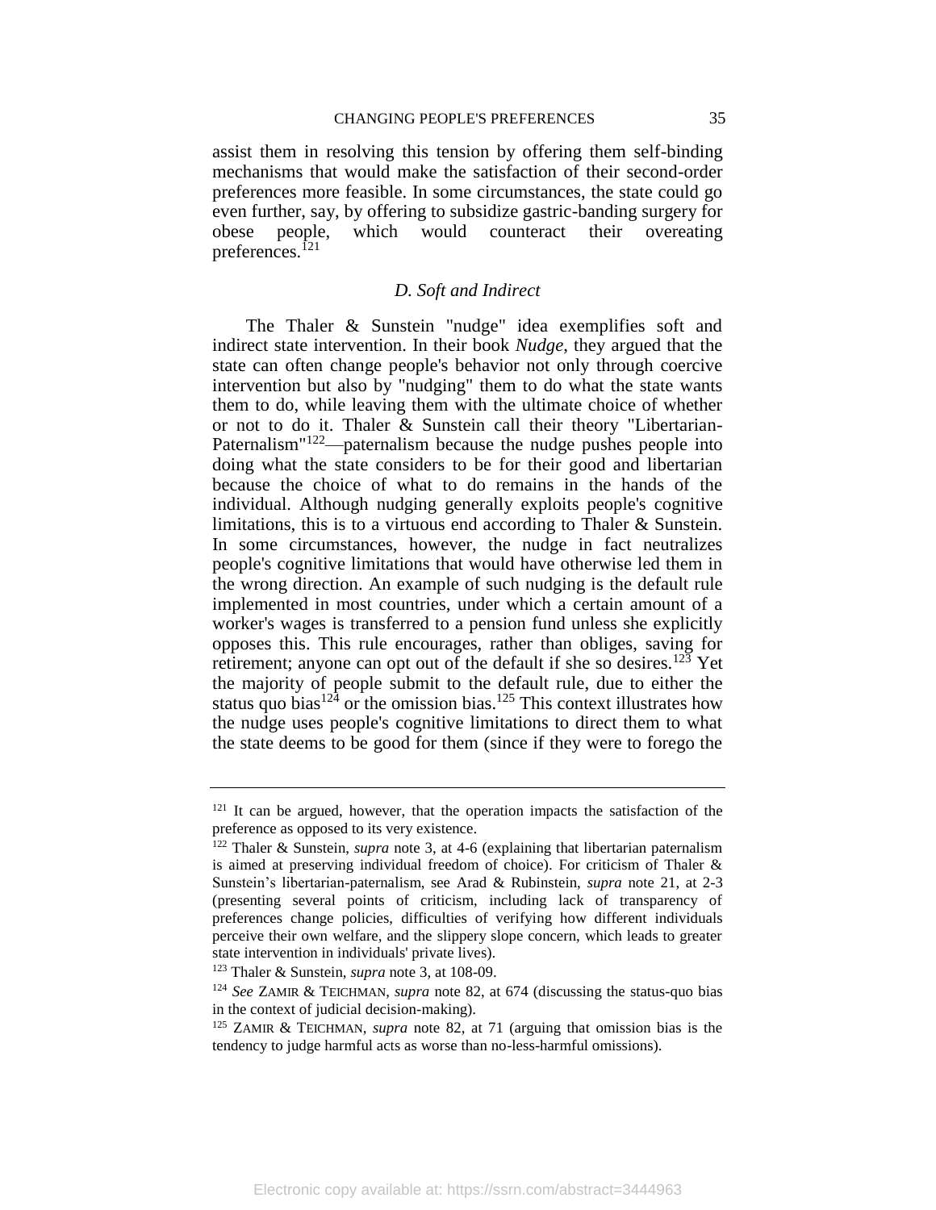assist them in resolving this tension by offering them self-binding mechanisms that would make the satisfaction of their second-order preferences more feasible. In some circumstances, the state could go even further, say, by offering to subsidize gastric-banding surgery for obese people, which would counteract their overeating preferences.[121]

### D. Soft and Indirect

The Thaler & Sunstein "nudge" idea exemplifies soft and indirect state intervention. In their book *Nudge*, they argued that the state can often change people's behavior not only through coercive intervention but also by "nudging" them to do what the state wants them to do, while leaving them with the ultimate choice of whether or not to do it. Thaler & Sunstein call their theory "Libertarian-Paternalism"[122]—paternalism because the nudge pushes people into doing what the state considers to be for their good and libertarian because the choice of what to do remains in the hands of the individual. Although nudging generally exploits people's cognitive limitations, this is to a virtuous end according to Thaler & Sunstein. In some circumstances, however, the nudge in fact neutralizes people's cognitive limitations that would have otherwise led them in the wrong direction. An example of such nudging is the default rule implemented in most countries, under which a certain amount of a worker's wages is transferred to a pension fund unless she explicitly opposes this. This rule encourages, rather than obliges, saving for retirement; anyone can opt out of the default if she so desires.[123] Yet the majority of people submit to the default rule, due to either the status quo bias[124] or the omission bias.[125] This context illustrates how the nudge uses people's cognitive limitations to direct them to what the state deems to be good for them (since if they were to forego the

---

[121] It can be argued, however, that the operation impacts the satisfaction of the preference as opposed to its very existence.

[122] Thaler & Sunstein, *supra* note 3, at 4-6 (explaining that libertarian paternalism is aimed at preserving individual freedom of choice). For criticism of Thaler & Sunstein's libertarian-paternalism, see Arad & Rubinstein, *supra* note 21, at 2-3 (presenting several points of criticism, including lack of transparency of preferences change policies, difficulties of verifying how different individuals perceive their own welfare, and the slippery slope concern, which leads to greater state intervention in individuals' private lives).

[123] Thaler & Sunstein, *supra* note 3, at 108-09.

[124] *See* ZAMIR & TEICHMAN, *supra* note 82, at 674 (discussing the status-quo bias in the context of judicial decision-making).

[125] ZAMIR & TEICHMAN, *supra* note 82, at 71 (arguing that omission bias is the tendency to judge harmful acts as worse than no-less-harmful omissions).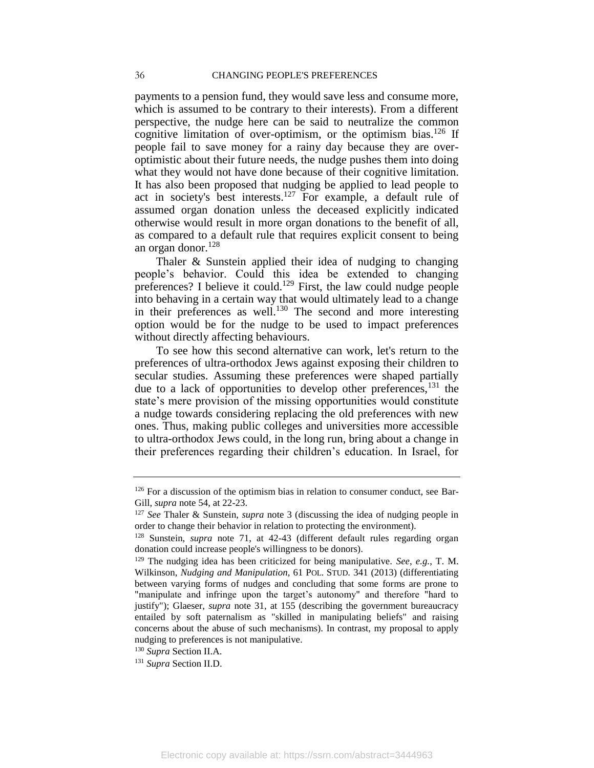payments to a pension fund, they would save less and consume more, which is assumed to be contrary to their interests). From a different perspective, the nudge here can be said to neutralize the common cognitive limitation of over-optimism, or the optimism bias.[126] If people fail to save money for a rainy day because they are over-optimistic about their future needs, the nudge pushes them into doing what they would not have done because of their cognitive limitation. It has also been proposed that nudging be applied to lead people to act in society's best interests.[127] For example, a default rule of assumed organ donation unless the deceased explicitly indicated otherwise would result in more organ donations to the benefit of all, as compared to a default rule that requires explicit consent to being an organ donor.[128]

Thaler & Sunstein applied their idea of nudging to changing people's behavior. Could this idea be extended to changing preferences? I believe it could.[129] First, the law could nudge people into behaving in a certain way that would ultimately lead to a change in their preferences as well.[130] The second and more interesting option would be for the nudge to be used to impact preferences without directly affecting behaviours.

To see how this second alternative can work, let's return to the preferences of ultra-orthodox Jews against exposing their children to secular studies. Assuming these preferences were shaped partially due to a lack of opportunities to develop other preferences,[131] the state's mere provision of the missing opportunities would constitute a nudge towards considering replacing the old preferences with new ones. Thus, making public colleges and universities more accessible to ultra-orthodox Jews could, in the long run, bring about a change in their preferences regarding their children's education. In Israel, for

---

[126] For a discussion of the optimism bias in relation to consumer conduct, see Bar-Gill, *supra* note 54, at 22-23.

[127] *See* Thaler & Sunstein, *supra* note 3 (discussing the idea of nudging people in order to change their behavior in relation to protecting the environment).

[128] Sunstein, *supra* note 71, at 42-43 (different default rules regarding organ donation could increase people's willingness to be donors).

[129] The nudging idea has been criticized for being manipulative. *See*, *e.g.*, T. M. Wilkinson, *Nudging and Manipulation*, 61 POL. STUD. 341 (2013) (differentiating between varying forms of nudges and concluding that some forms are prone to "manipulate and infringe upon the target's autonomy" and therefore "hard to justify"); Glaeser, *supra* note 31, at 155 (describing the government bureaucracy entailed by soft paternalism as "skilled in manipulating beliefs" and raising concerns about the abuse of such mechanisms). In contrast, my proposal to apply nudging to preferences is not manipulative.

[130] *Supra* Section II.A.

[131] *Supra* Section II.D.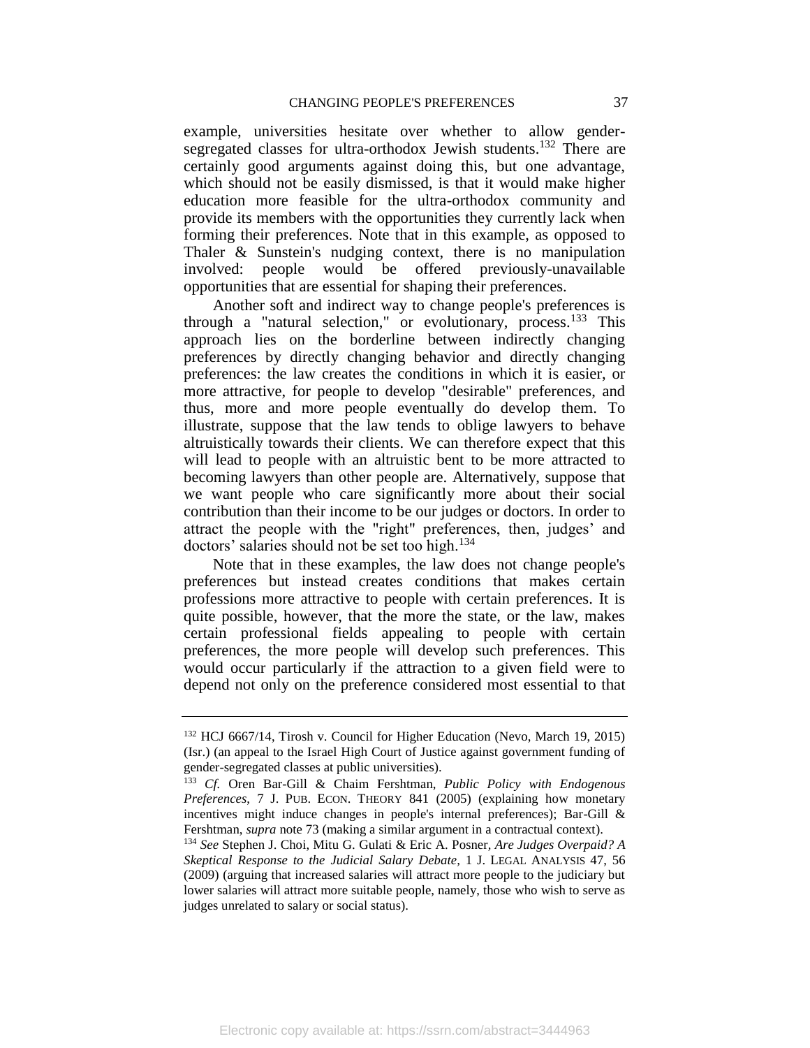example, universities hesitate over whether to allow gender-segregated classes for ultra-orthodox Jewish students.[132] There are certainly good arguments against doing this, but one advantage, which should not be easily dismissed, is that it would make higher education more feasible for the ultra-orthodox community and provide its members with the opportunities they currently lack when forming their preferences. Note that in this example, as opposed to Thaler & Sunstein's nudging context, there is no manipulation involved: people would be offered previously-unavailable opportunities that are essential for shaping their preferences.

Another soft and indirect way to change people's preferences is through a "natural selection," or evolutionary, process.[133] This approach lies on the borderline between indirectly changing preferences by directly changing behavior and directly changing preferences: the law creates the conditions in which it is easier, or more attractive, for people to develop "desirable" preferences, and thus, more and more people eventually do develop them. To illustrate, suppose that the law tends to oblige lawyers to behave altruistically towards their clients. We can therefore expect that this will lead to people with an altruistic bent to be more attracted to becoming lawyers than other people are. Alternatively, suppose that we want people who care significantly more about their social contribution than their income to be our judges or doctors. In order to attract the people with the "right" preferences, then, judges' and doctors' salaries should not be set too high.[134]

Note that in these examples, the law does not change people's preferences but instead creates conditions that makes certain professions more attractive to people with certain preferences. It is quite possible, however, that the more the state, or the law, makes certain professional fields appealing to people with certain preferences, the more people will develop such preferences. This would occur particularly if the attraction to a given field were to depend not only on the preference considered most essential to that

---

[132] HCJ 6667/14, Tirosh v. Council for Higher Education (Nevo, March 19, 2015) (Isr.) (an appeal to the Israel High Court of Justice against government funding of gender-segregated classes at public universities).

[133] *Cf.* Oren Bar-Gill & Chaim Fershtman, *Public Policy with Endogenous Preferences*, 7 J. PUB. ECON. THEORY 841 (2005) (explaining how monetary incentives might induce changes in people's internal preferences); Bar-Gill & Fershtman, *supra* note 73 (making a similar argument in a contractual context).

[134] *See* Stephen J. Choi, Mitu G. Gulati & Eric A. Posner, *Are Judges Overpaid? A Skeptical Response to the Judicial Salary Debate*, 1 J. LEGAL ANALYSIS 47, 56 (2009) (arguing that increased salaries will attract more people to the judiciary but lower salaries will attract more suitable people, namely, those who wish to serve as judges unrelated to salary or social status).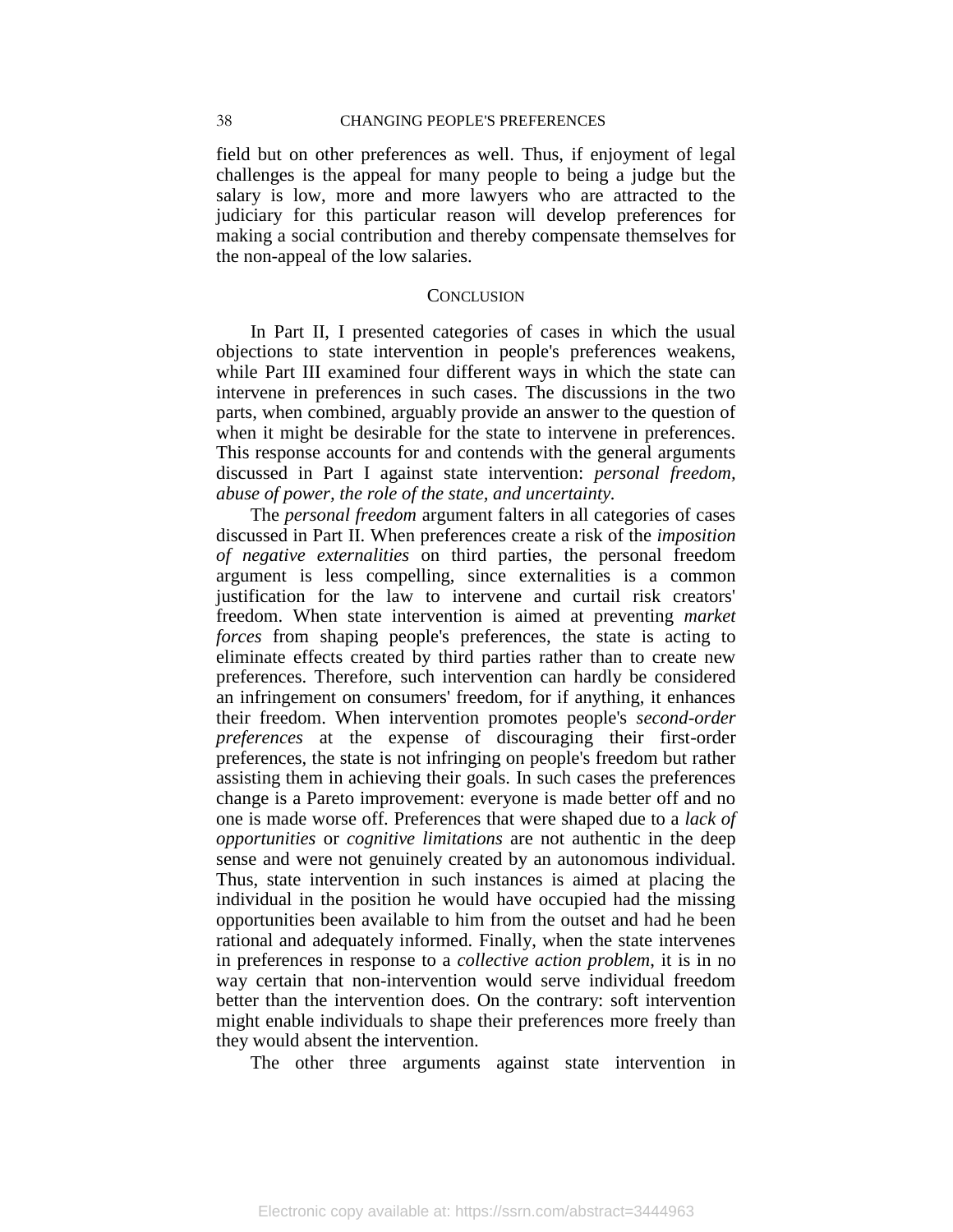field but on other preferences as well. Thus, if enjoyment of legal challenges is the appeal for many people to being a judge but the salary is low, more and more lawyers who are attracted to the judiciary for this particular reason will develop preferences for making a social contribution and thereby compensate themselves for the non-appeal of the low salaries.

## CONCLUSION

In Part II, I presented categories of cases in which the usual objections to state intervention in people's preferences weakens, while Part III examined four different ways in which the state can intervene in preferences in such cases. The discussions in the two parts, when combined, arguably provide an answer to the question of when it might be desirable for the state to intervene in preferences. This response accounts for and contends with the general arguments discussed in Part I against state intervention: *personal freedom, abuse of power, the role of the state, and uncertainty.*

The *personal freedom* argument falters in all categories of cases discussed in Part II. When preferences create a risk of the *imposition of negative externalities* on third parties, the personal freedom argument is less compelling, since externalities is a common justification for the law to intervene and curtail risk creators' freedom. When state intervention is aimed at preventing *market forces* from shaping people's preferences, the state is acting to eliminate effects created by third parties rather than to create new preferences. Therefore, such intervention can hardly be considered an infringement on consumers' freedom, for if anything, it enhances their freedom. When intervention promotes people's *second-order preferences* at the expense of discouraging their first-order preferences, the state is not infringing on people's freedom but rather assisting them in achieving their goals. In such cases the preferences change is a Pareto improvement: everyone is made better off and no one is made worse off. Preferences that were shaped due to a *lack of opportunities* or *cognitive limitations* are not authentic in the deep sense and were not genuinely created by an autonomous individual. Thus, state intervention in such instances is aimed at placing the individual in the position he would have occupied had the missing opportunities been available to him from the outset and had he been rational and adequately informed. Finally, when the state intervenes in preferences in response to a *collective action problem*, it is in no way certain that non-intervention would serve individual freedom better than the intervention does. On the contrary: soft intervention might enable individuals to shape their preferences more freely than they would absent the intervention.

The other three arguments against state intervention in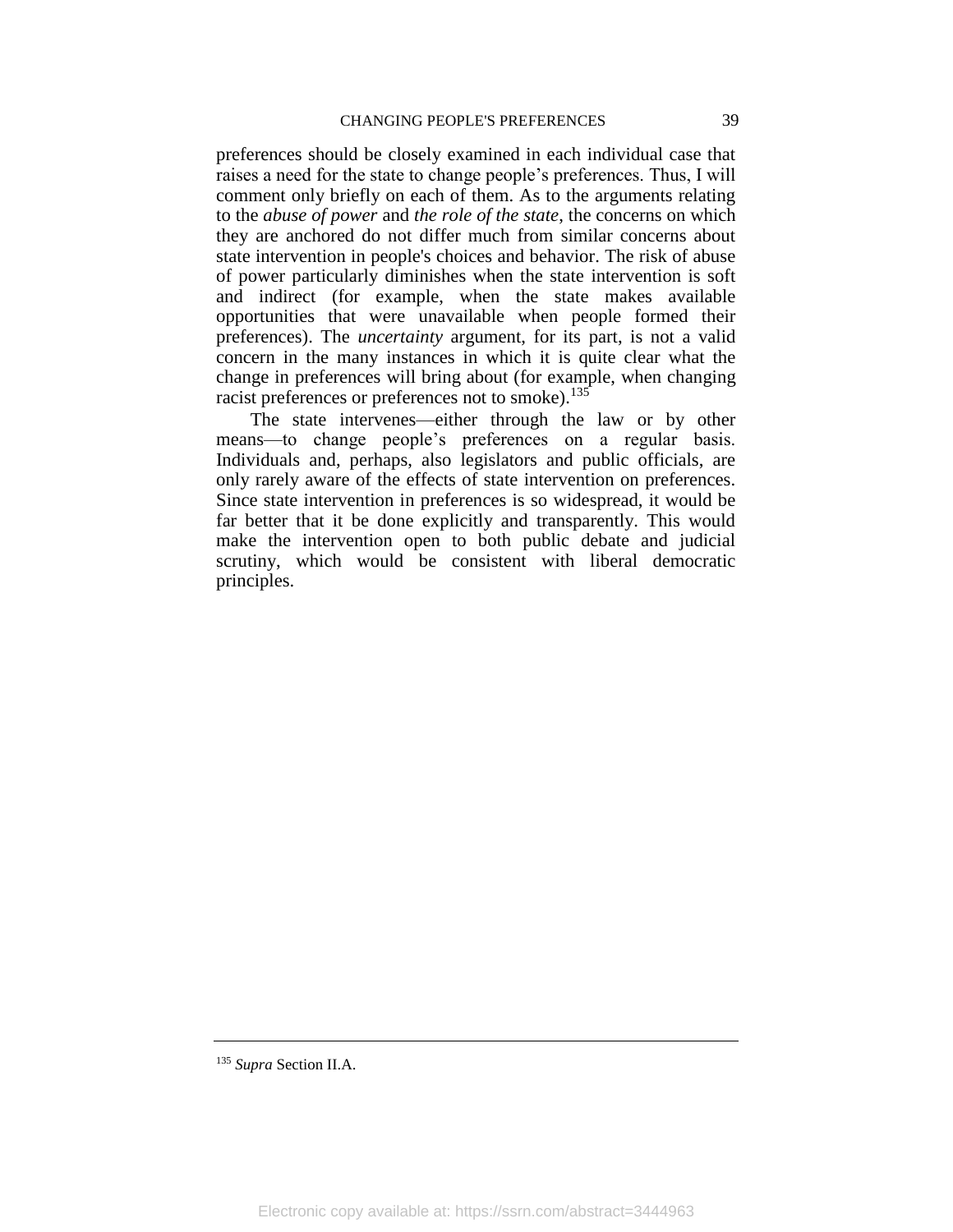preferences should be closely examined in each individual case that raises a need for the state to change people's preferences. Thus, I will comment only briefly on each of them. As to the arguments relating to the *abuse of power* and *the role of the state*, the concerns on which they are anchored do not differ much from similar concerns about state intervention in people's choices and behavior. The risk of abuse of power particularly diminishes when the state intervention is soft and indirect (for example, when the state makes available opportunities that were unavailable when people formed their preferences). The *uncertainty* argument, for its part, is not a valid concern in the many instances in which it is quite clear what the change in preferences will bring about (for example, when changing racist preferences or preferences not to smoke).[135]

The state intervenes—either through the law or by other means—to change people's preferences on a regular basis. Individuals and, perhaps, also legislators and public officials, are only rarely aware of the effects of state intervention on preferences. Since state intervention in preferences is so widespread, it would be far better that it be done explicitly and transparently. This would make the intervention open to both public debate and judicial scrutiny, which would be consistent with liberal democratic principles.

---

[135] *Supra* Section II.A.